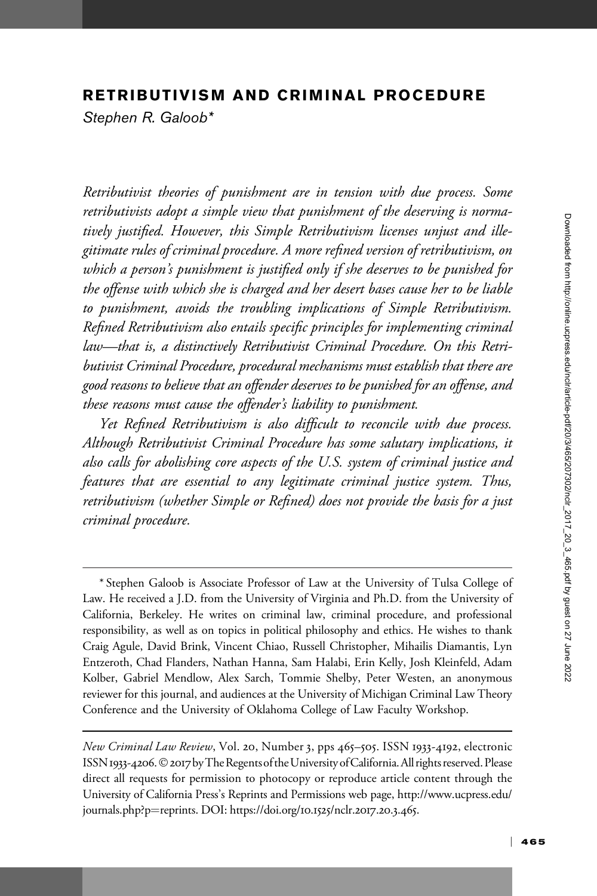# RETRIBUTIVISM AND CRIMINAL PROCEDURE

*Stephen R. Galoob\**

*Retributivist theories of punishment are in tension with due process. Some retributivists adopt a simple view that punishment of the deserving is normatively justified. However, this Simple Retributivism licenses unjust and illegitimate rules of criminal procedure. A more refined version of retributivism, on which a person's punishment is justified only if she deserves to be punished for the offense with which she is charged and her desert bases cause her to be liable to punishment, avoids the troubling implications of Simple Retributivism. Refined Retributivism also entails specific principles for implementing criminal law—that is, a distinctively Retributivist Criminal Procedure. On this Retributivist Criminal Procedure, procedural mechanisms must establish that there are good reasons to believe that an offender deserves to be punished for an offense, and these reasons must cause the offender's liability to punishment.*

*Yet Refined Retributivism is also difficult to reconcile with due process. Although Retributivist Criminal Procedure has some salutary implications, it also calls for abolishing core aspects of the U.S. system of criminal justice and features that are essential to any legitimate criminal justice system. Thus, retributivism (whether Simple or Refined) does not provide the basis for a just criminal procedure.*

---

\* Stephen Galoob is Associate Professor of Law at the University of Tulsa College of Law. He received a J.D. from the University of Virginia and Ph.D. from the University of California, Berkeley. He writes on criminal law, criminal procedure, and professional responsibility, as well as on topics in political philosophy and ethics. He wishes to thank Craig Agule, David Brink, Vincent Chiao, Russell Christopher, Mihailis Diamantis, Lyn Entzeroth, Chad Flanders, Nathan Hanna, Sam Halabi, Erin Kelly, Josh Kleinfeld, Adam Kolber, Gabriel Mendlow, Alex Sarch, Tommie Shelby, Peter Westen, an anonymous reviewer for this journal, and audiences at the University of Michigan Criminal Law Theory Conference and the University of Oklahoma College of Law Faculty Workshop.

---

*New Criminal Law Review*, Vol. 20, Number 3, pps 465–505. ISSN 1933-4192, electronic ISSN 1933-4206. © 2017 by The Regents of the University of California. All rights reserved. Please direct all requests for permission to photocopy or reproduce article content through the University of California Press's Reprints and Permissions web page, http://www.ucpress.edu/journals.php?p=reprints. DOI: https://doi.org/10.1525/nclr.2017.20.3.465.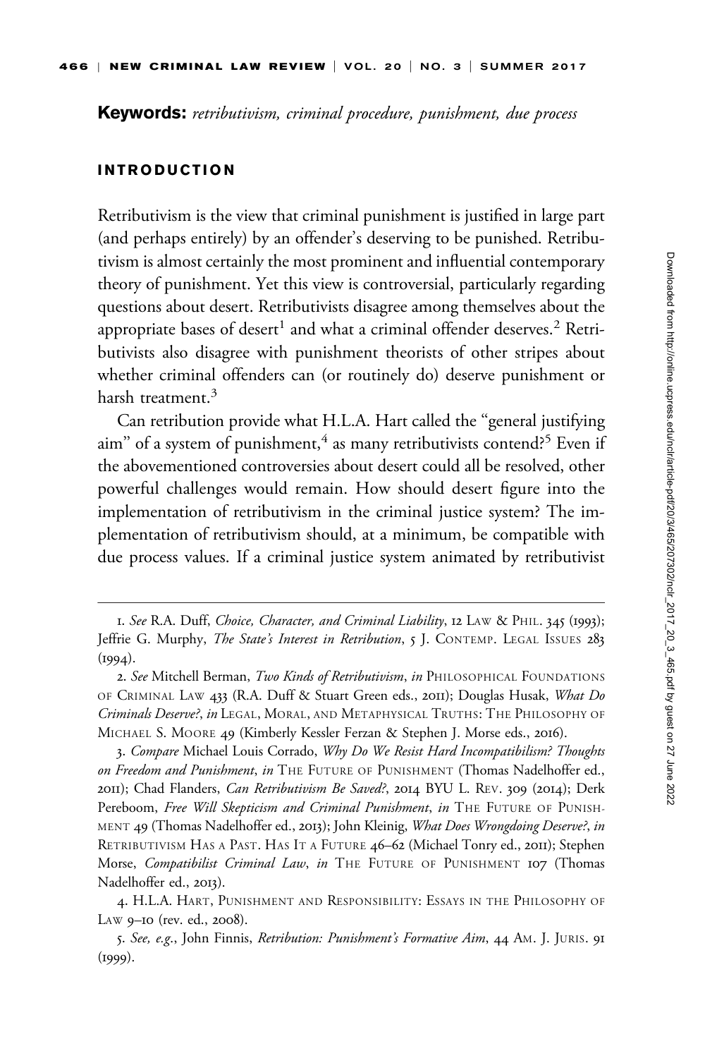**Keywords:** *retributivism, criminal procedure, punishment, due process*

## INTRODUCTION

Retributivism is the view that criminal punishment is justified in large part (and perhaps entirely) by an offender's deserving to be punished. Retributivism is almost certainly the most prominent and influential contemporary theory of punishment. Yet this view is controversial, particularly regarding questions about desert. Retributivists disagree among themselves about the appropriate bases of desert[1] and what a criminal offender deserves.[2] Retributivists also disagree with punishment theorists of other stripes about whether criminal offenders can (or routinely do) deserve punishment or harsh treatment.[3]

Can retribution provide what H.L.A. Hart called the "general justifying aim" of a system of punishment,[4] as many retributivists contend?[5] Even if the abovementioned controversies about desert could all be resolved, other powerful challenges would remain. How should desert figure into the implementation of retributivism in the criminal justice system? The implementation of retributivism should, at a minimum, be compatible with due process values. If a criminal justice system animated by retributivist

---

1. *See* R.A. Duff, *Choice, Character, and Criminal Liability*, 12 LAW & PHIL. 345 (1993); Jeffrie G. Murphy, *The State's Interest in Retribution*, 5 J. CONTEMP. LEGAL ISSUES 283 (1994).

2. *See* Mitchell Berman, *Two Kinds of Retributivism*, *in* PHILOSOPHICAL FOUNDATIONS OF CRIMINAL LAW 433 (R.A. Duff & Stuart Green eds., 2011); Douglas Husak, *What Do Criminals Deserve?*, *in* LEGAL, MORAL, AND METAPHYSICAL TRUTHS: THE PHILOSOPHY OF MICHAEL S. MOORE 49 (Kimberly Kessler Ferzan & Stephen J. Morse eds., 2016).

3. *Compare* Michael Louis Corrado, *Why Do We Resist Hard Incompatibilism? Thoughts on Freedom and Punishment*, *in* THE FUTURE OF PUNISHMENT (Thomas Nadelhoffer ed., 2011); Chad Flanders, *Can Retributivism Be Saved?*, 2014 BYU L. REV. 309 (2014); Derk Pereboom, *Free Will Skepticism and Criminal Punishment*, *in* THE FUTURE OF PUNISHMENT 49 (Thomas Nadelhoffer ed., 2013); John Kleinig, *What Does Wrongdoing Deserve?*, *in* RETRIBUTIVISM HAS A PAST. HAS IT A FUTURE 46–62 (Michael Tonry ed., 2011); Stephen Morse, *Compatibilist Criminal Law*, *in* THE FUTURE OF PUNISHMENT 107 (Thomas Nadelhoffer ed., 2013).

4. H.L.A. HART, PUNISHMENT AND RESPONSIBILITY: ESSAYS IN THE PHILOSOPHY OF LAW 9–10 (rev. ed., 2008).

5. *See, e.g.*, John Finnis, *Retribution: Punishment's Formative Aim*, 44 AM. J. JURIS. 91 (1999).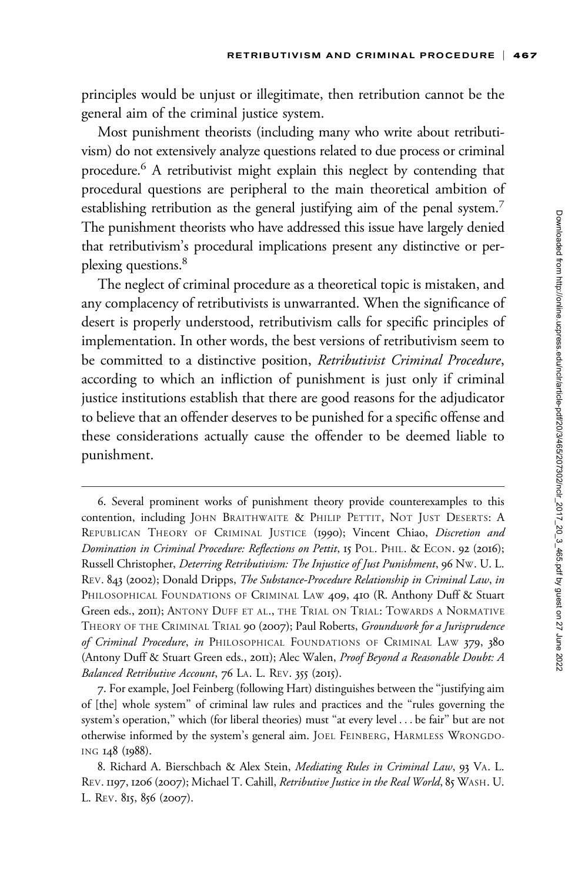principles would be unjust or illegitimate, then retribution cannot be the general aim of the criminal justice system.

Most punishment theorists (including many who write about retributivism) do not extensively analyze questions related to due process or criminal procedure.[6] A retributivist might explain this neglect by contending that procedural questions are peripheral to the main theoretical ambition of establishing retribution as the general justifying aim of the penal system.[7] The punishment theorists who have addressed this issue have largely denied that retributivism's procedural implications present any distinctive or perplexing questions.[8]

The neglect of criminal procedure as a theoretical topic is mistaken, and any complacency of retributivists is unwarranted. When the significance of desert is properly understood, retributivism calls for specific principles of implementation. In other words, the best versions of retributivism seem to be committed to a distinctive position, *Retributivist Criminal Procedure*, according to which an infliction of punishment is just only if criminal justice institutions establish that there are good reasons for the adjudicator to believe that an offender deserves to be punished for a specific offense and these considerations actually cause the offender to be deemed liable to punishment.

---

6. Several prominent works of punishment theory provide counterexamples to this contention, including JOHN BRAITHWAITE & PHILIP PETTIT, NOT JUST DESERTS: A REPUBLICAN THEORY OF CRIMINAL JUSTICE (1990); Vincent Chiao, *Discretion and Domination in Criminal Procedure: Reflections on Pettit*, 15 POL. PHIL. & ECON. 92 (2016); Russell Christopher, *Deterring Retributivism: The Injustice of Just Punishment*, 96 NW. U. L. REV. 843 (2002); Donald Dripps, *The Substance-Procedure Relationship in Criminal Law*, *in* PHILOSOPHICAL FOUNDATIONS OF CRIMINAL LAW 409, 410 (R. Anthony Duff & Stuart Green eds., 2011); ANTONY DUFF ET AL., THE TRIAL ON TRIAL: TOWARDS A NORMATIVE THEORY OF THE CRIMINAL TRIAL 90 (2007); Paul Roberts, *Groundwork for a Jurisprudence of Criminal Procedure*, *in* PHILOSOPHICAL FOUNDATIONS OF CRIMINAL LAW 379, 380 (Antony Duff & Stuart Green eds., 2011); Alec Walen, *Proof Beyond a Reasonable Doubt: A Balanced Retributive Account*, 76 LA. L. REV. 355 (2015).

7. For example, Joel Feinberg (following Hart) distinguishes between the "justifying aim of [the] whole system" of criminal law rules and practices and the "rules governing the system's operation," which (for liberal theories) must "at every level . . . be fair" but are not otherwise informed by the system's general aim. JOEL FEINBERG, HARMLESS WRONGDOING 148 (1988).

8. Richard A. Bierschbach & Alex Stein, *Mediating Rules in Criminal Law*, 93 VA. L. REV. 1197, 1206 (2007); Michael T. Cahill, *Retributive Justice in the Real World*, 85 WASH. U. L. REV. 815, 856 (2007).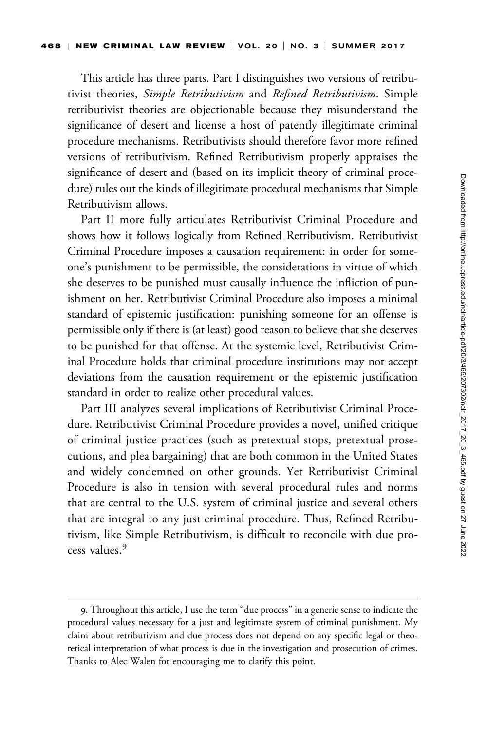This article has three parts. Part I distinguishes two versions of retributivist theories, *Simple Retributivism* and *Refined Retributivism*. Simple retributivist theories are objectionable because they misunderstand the significance of desert and license a host of patently illegitimate criminal procedure mechanisms. Retributivists should therefore favor more refined versions of retributivism. Refined Retributivism properly appraises the significance of desert and (based on its implicit theory of criminal procedure) rules out the kinds of illegitimate procedural mechanisms that Simple Retributivism allows.

Part II more fully articulates Retributivist Criminal Procedure and shows how it follows logically from Refined Retributivism. Retributivist Criminal Procedure imposes a causation requirement: in order for someone's punishment to be permissible, the considerations in virtue of which she deserves to be punished must causally influence the infliction of punishment on her. Retributivist Criminal Procedure also imposes a minimal standard of epistemic justification: punishing someone for an offense is permissible only if there is (at least) good reason to believe that she deserves to be punished for that offense. At the systemic level, Retributivist Criminal Procedure holds that criminal procedure institutions may not accept deviations from the causation requirement or the epistemic justification standard in order to realize other procedural values.

Part III analyzes several implications of Retributivist Criminal Procedure. Retributivist Criminal Procedure provides a novel, unified critique of criminal justice practices (such as pretextual stops, pretextual prosecutions, and plea bargaining) that are both common in the United States and widely condemned on other grounds. Yet Retributivist Criminal Procedure is also in tension with several procedural rules and norms that are central to the U.S. system of criminal justice and several others that are integral to any just criminal procedure. Thus, Refined Retributivism, like Simple Retributivism, is difficult to reconcile with due process values.[9]

---

9. Throughout this article, I use the term "due process" in a generic sense to indicate the procedural values necessary for a just and legitimate system of criminal punishment. My claim about retributivism and due process does not depend on any specific legal or theoretical interpretation of what process is due in the investigation and prosecution of crimes. Thanks to Alec Walen for encouraging me to clarify this point.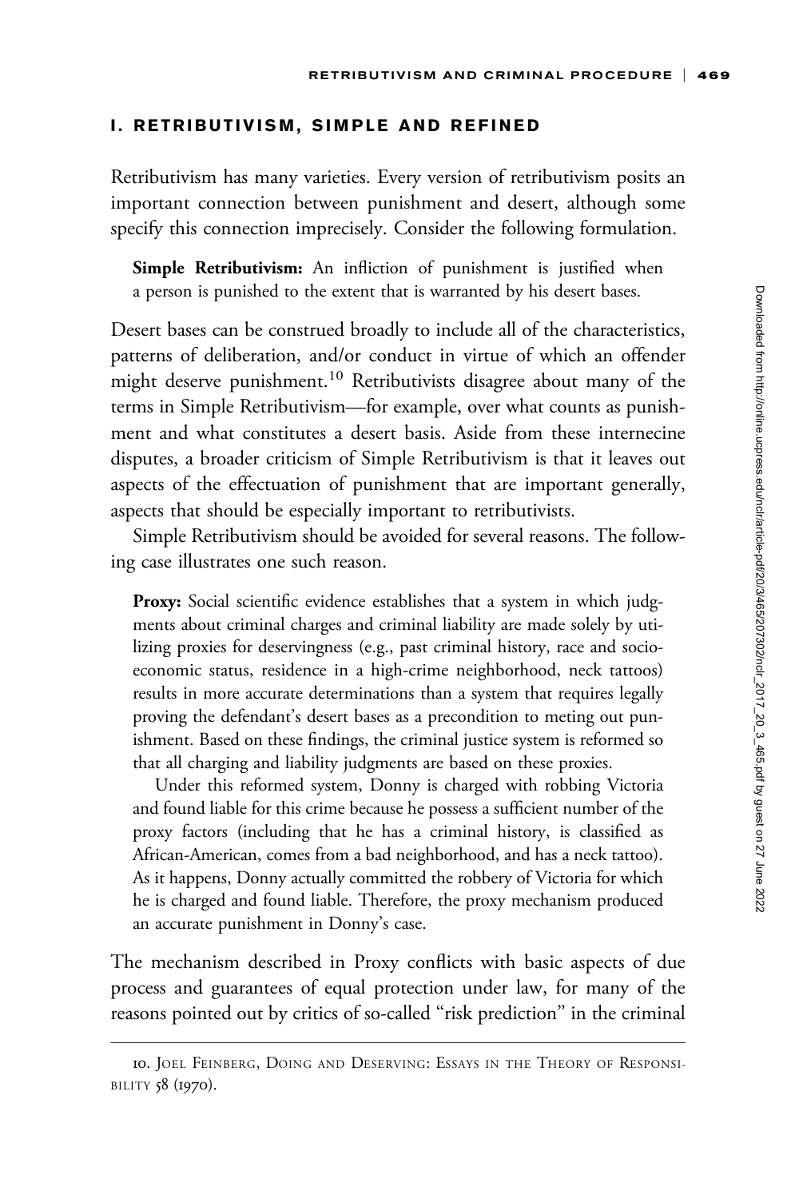## I. RETRIBUTIVISM, SIMPLE AND REFINED

Retributivism has many varieties. Every version of retributivism posits an important connection between punishment and desert, although some specify this connection imprecisely. Consider the following formulation.

> **Simple Retributivism:** An infliction of punishment is justified when a person is punished to the extent that is warranted by his desert bases.

Desert bases can be construed broadly to include all of the characteristics, patterns of deliberation, and/or conduct in virtue of which an offender might deserve punishment.[10] Retributivists disagree about many of the terms in Simple Retributivism—for example, over what counts as punishment and what constitutes a desert basis. Aside from these internecine disputes, a broader criticism of Simple Retributivism is that it leaves out aspects of the effectuation of punishment that are important generally, aspects that should be especially important to retributivists.

Simple Retributivism should be avoided for several reasons. The following case illustrates one such reason.

> **Proxy:** Social scientific evidence establishes that a system in which judgments about criminal charges and criminal liability are made solely by utilizing proxies for deservingness (e.g., past criminal history, race and socioeconomic status, residence in a high-crime neighborhood, neck tattoos) results in more accurate determinations than a system that requires legally proving the defendant's desert bases as a precondition to meting out punishment. Based on these findings, the criminal justice system is reformed so that all charging and liability judgments are based on these proxies.
>
> Under this reformed system, Donny is charged with robbing Victoria and found liable for this crime because he possess a sufficient number of the proxy factors (including that he has a criminal history, is classified as African-American, comes from a bad neighborhood, and has a neck tattoo). As it happens, Donny actually committed the robbery of Victoria for which he is charged and found liable. Therefore, the proxy mechanism produced an accurate punishment in Donny's case.

The mechanism described in Proxy conflicts with basic aspects of due process and guarantees of equal protection under law, for many of the reasons pointed out by critics of so-called "risk prediction" in the criminal

---

10. Joel Feinberg, Doing and Deserving: Essays in the Theory of Responsibility 58 (1970).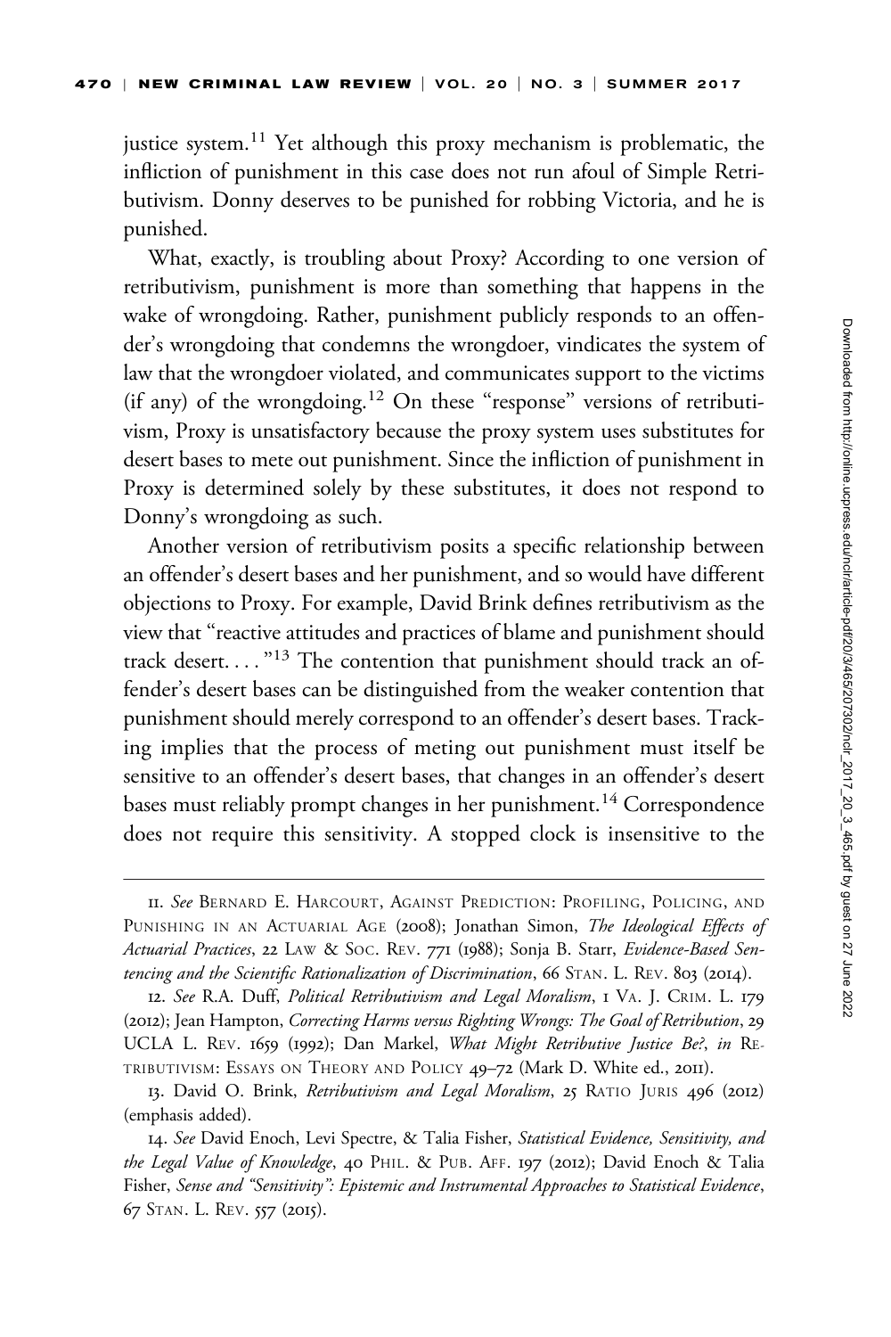justice system.[11] Yet although this proxy mechanism is problematic, the infliction of punishment in this case does not run afoul of Simple Retributivism. Donny deserves to be punished for robbing Victoria, and he is punished.

What, exactly, is troubling about Proxy? According to one version of retributivism, punishment is more than something that happens in the wake of wrongdoing. Rather, punishment publicly responds to an offender's wrongdoing that condemns the wrongdoer, vindicates the system of law that the wrongdoer violated, and communicates support to the victims (if any) of the wrongdoing.[12] On these "response" versions of retributivism, Proxy is unsatisfactory because the proxy system uses substitutes for desert bases to mete out punishment. Since the infliction of punishment in Proxy is determined solely by these substitutes, it does not respond to Donny's wrongdoing as such.

Another version of retributivism posits a specific relationship between an offender's desert bases and her punishment, and so would have different objections to Proxy. For example, David Brink defines retributivism as the view that "reactive attitudes and practices of blame and punishment should track desert. . . ."[13] The contention that punishment should track an offender's desert bases can be distinguished from the weaker contention that punishment should merely correspond to an offender's desert bases. Tracking implies that the process of meting out punishment must itself be sensitive to an offender's desert bases, that changes in an offender's desert bases must reliably prompt changes in her punishment.[14] Correspondence does not require this sensitivity. A stopped clock is insensitive to the

---

11. *See* Bernard E. Harcourt, Against Prediction: Profiling, Policing, and Punishing in an Actuarial Age (2008); Jonathan Simon, *The Ideological Effects of Actuarial Practices*, 22 Law & Soc. Rev. 771 (1988); Sonja B. Starr, *Evidence-Based Sentencing and the Scientific Rationalization of Discrimination*, 66 Stan. L. Rev. 803 (2014).

12. *See* R.A. Duff, *Political Retributivism and Legal Moralism*, 1 Va. J. Crim. L. 179 (2012); Jean Hampton, *Correcting Harms versus Righting Wrongs: The Goal of Retribution*, 29 UCLA L. Rev. 1659 (1992); Dan Markel, *What Might Retributive Justice Be?*, *in* Retributivism: Essays on Theory and Policy 49–72 (Mark D. White ed., 2011).

13. David O. Brink, *Retributivism and Legal Moralism*, 25 Ratio Juris 496 (2012) (emphasis added).

14. *See* David Enoch, Levi Spectre, & Talia Fisher, *Statistical Evidence, Sensitivity, and the Legal Value of Knowledge*, 40 Phil. & Pub. Aff. 197 (2012); David Enoch & Talia Fisher, *Sense and "Sensitivity": Epistemic and Instrumental Approaches to Statistical Evidence*, 67 Stan. L. Rev. 557 (2015).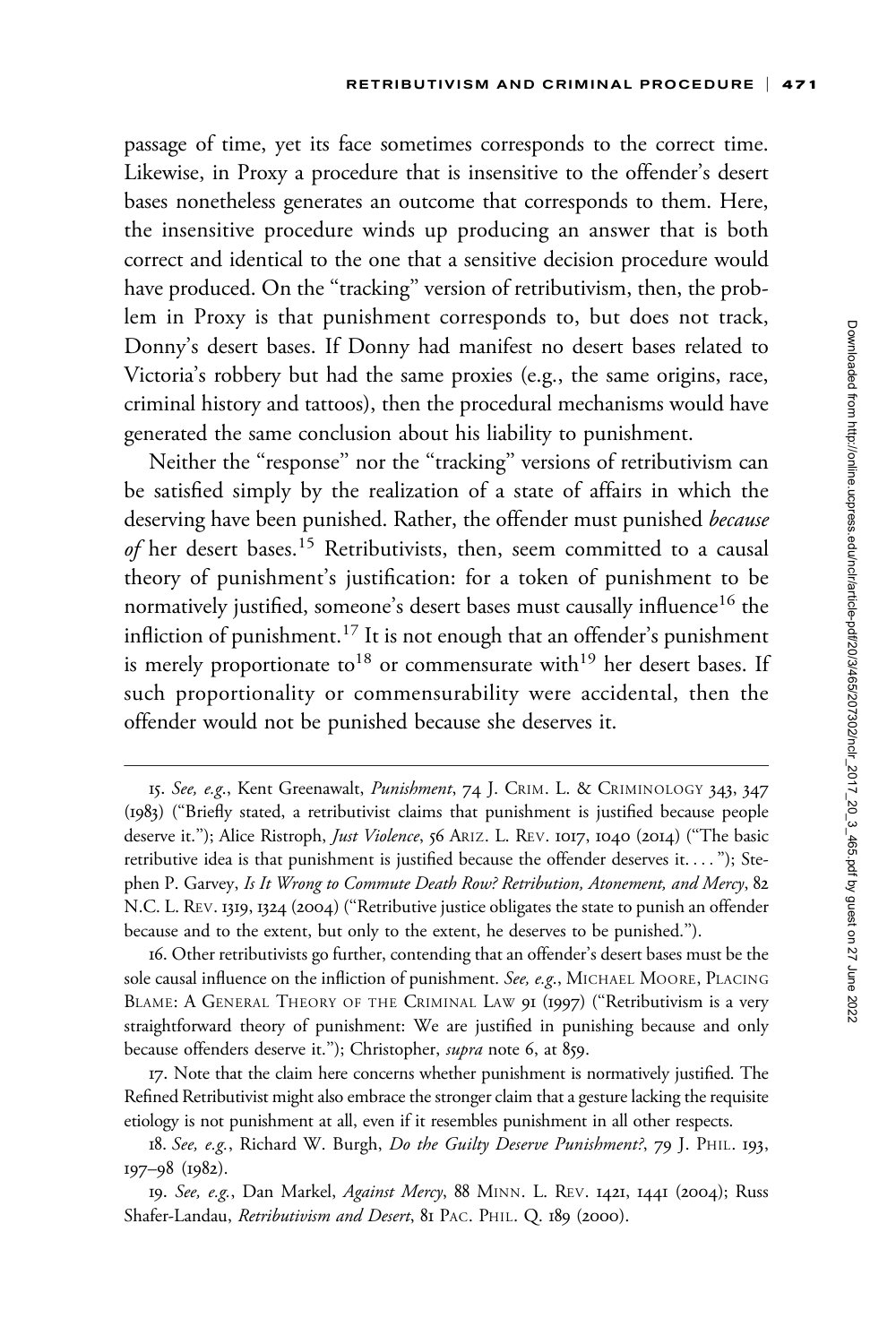passage of time, yet its face sometimes corresponds to the correct time. Likewise, in Proxy a procedure that is insensitive to the offender's desert bases nonetheless generates an outcome that corresponds to them. Here, the insensitive procedure winds up producing an answer that is both correct and identical to the one that a sensitive decision procedure would have produced. On the "tracking" version of retributivism, then, the problem in Proxy is that punishment corresponds to, but does not track, Donny's desert bases. If Donny had manifest no desert bases related to Victoria's robbery but had the same proxies (e.g., the same origins, race, criminal history and tattoos), then the procedural mechanisms would have generated the same conclusion about his liability to punishment.

Neither the "response" nor the "tracking" versions of retributivism can be satisfied simply by the realization of a state of affairs in which the deserving have been punished. Rather, the offender must punished *because of* her desert bases.[15] Retributivists, then, seem committed to a causal theory of punishment's justification: for a token of punishment to be normatively justified, someone's desert bases must causally influence[16] the infliction of punishment.[17] It is not enough that an offender's punishment is merely proportionate to[18] or commensurate with[19] her desert bases. If such proportionality or commensurability were accidental, then the offender would not be punished because she deserves it.

---

15. *See, e.g.*, Kent Greenawalt, *Punishment*, 74 J. CRIM. L. & CRIMINOLOGY 343, 347 (1983) ("Briefly stated, a retributivist claims that punishment is justified because people deserve it."); Alice Ristroph, *Just Violence*, 56 ARIZ. L. REV. 1017, 1040 (2014) ("The basic retributive idea is that punishment is justified because the offender deserves it. . . ."); Stephen P. Garvey, *Is It Wrong to Commute Death Row? Retribution, Atonement, and Mercy*, 82 N.C. L. REV. 1319, 1324 (2004) ("Retributive justice obligates the state to punish an offender because and to the extent, but only to the extent, he deserves to be punished.").

16. Other retributivists go further, contending that an offender's desert bases must be the sole causal influence on the infliction of punishment. *See, e.g.*, MICHAEL MOORE, PLACING BLAME: A GENERAL THEORY OF THE CRIMINAL LAW 91 (1997) ("Retributivism is a very straightforward theory of punishment: We are justified in punishing because and only because offenders deserve it."); Christopher, *supra* note 6, at 859.

17. Note that the claim here concerns whether punishment is normatively justified. The Refined Retributivist might also embrace the stronger claim that a gesture lacking the requisite etiology is not punishment at all, even if it resembles punishment in all other respects.

18. *See, e.g.*, Richard W. Burgh, *Do the Guilty Deserve Punishment?*, 79 J. PHIL. 193, 197–98 (1982).

19. *See, e.g.*, Dan Markel, *Against Mercy*, 88 MINN. L. REV. 1421, 1441 (2004); Russ Shafer-Landau, *Retributivism and Desert*, 81 PAC. PHIL. Q. 189 (2000).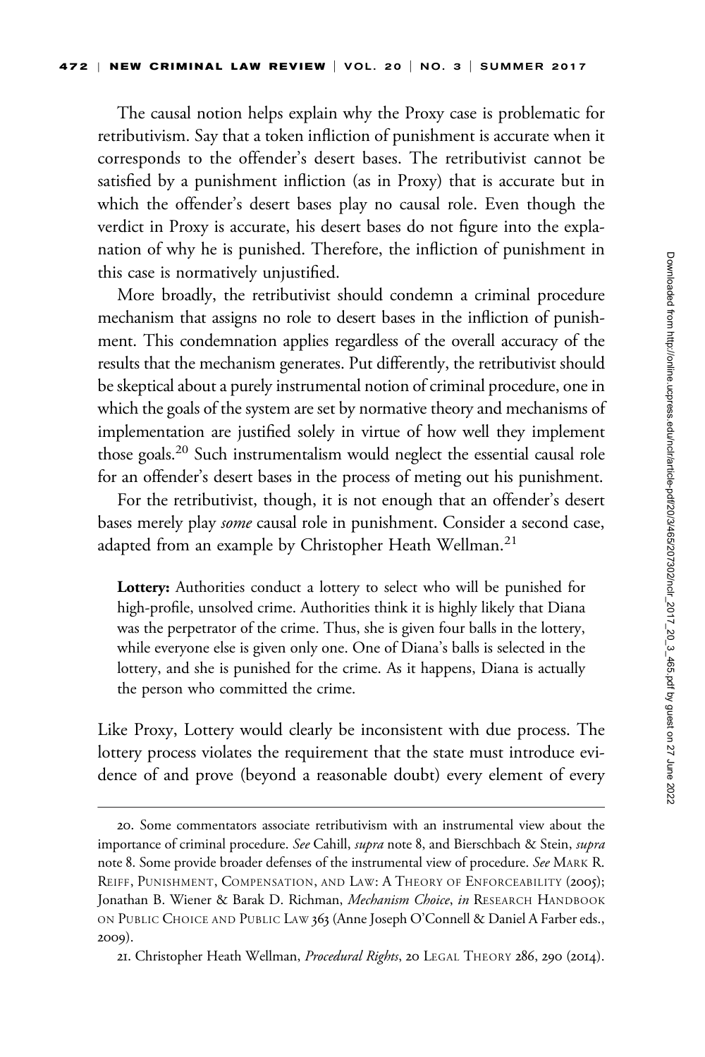The causal notion helps explain why the Proxy case is problematic for retributivism. Say that a token infliction of punishment is accurate when it corresponds to the offender's desert bases. The retributivist cannot be satisfied by a punishment infliction (as in Proxy) that is accurate but in which the offender's desert bases play no causal role. Even though the verdict in Proxy is accurate, his desert bases do not figure into the explanation of why he is punished. Therefore, the infliction of punishment in this case is normatively unjustified.

More broadly, the retributivist should condemn a criminal procedure mechanism that assigns no role to desert bases in the infliction of punishment. This condemnation applies regardless of the overall accuracy of the results that the mechanism generates. Put differently, the retributivist should be skeptical about a purely instrumental notion of criminal procedure, one in which the goals of the system are set by normative theory and mechanisms of implementation are justified solely in virtue of how well they implement those goals.[20] Such instrumentalism would neglect the essential causal role for an offender's desert bases in the process of meting out his punishment.

For the retributivist, though, it is not enough that an offender's desert bases merely play *some* causal role in punishment. Consider a second case, adapted from an example by Christopher Heath Wellman.[21]

> **Lottery:** Authorities conduct a lottery to select who will be punished for high-profile, unsolved crime. Authorities think it is highly likely that Diana was the perpetrator of the crime. Thus, she is given four balls in the lottery, while everyone else is given only one. One of Diana's balls is selected in the lottery, and she is punished for the crime. As it happens, Diana is actually the person who committed the crime.

Like Proxy, Lottery would clearly be inconsistent with due process. The lottery process violates the requirement that the state must introduce evidence of and prove (beyond a reasonable doubt) every element of every

---

20. Some commentators associate retributivism with an instrumental view about the importance of criminal procedure. *See* Cahill, *supra* note 8, and Bierschbach & Stein, *supra* note 8. Some provide broader defenses of the instrumental view of procedure. *See* Mark R. Reiff, Punishment, Compensation, and Law: A Theory of Enforceability (2005); Jonathan B. Wiener & Barak D. Richman, *Mechanism Choice*, *in* Research Handbook on Public Choice and Public Law 363 (Anne Joseph O'Connell & Daniel A Farber eds., 2009).

21. Christopher Heath Wellman, *Procedural Rights*, 20 Legal Theory 286, 290 (2014).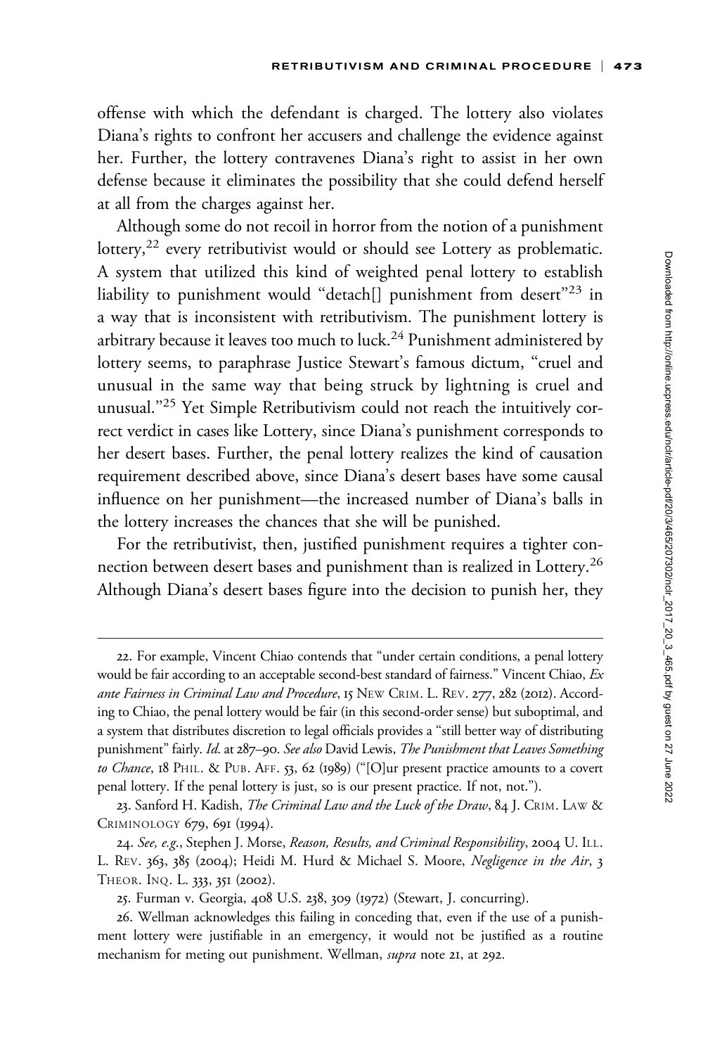offense with which the defendant is charged. The lottery also violates Diana's rights to confront her accusers and challenge the evidence against her. Further, the lottery contravenes Diana's right to assist in her own defense because it eliminates the possibility that she could defend herself at all from the charges against her.

Although some do not recoil in horror from the notion of a punishment lottery,[22] every retributivist would or should see Lottery as problematic. A system that utilized this kind of weighted penal lottery to establish liability to punishment would "detach[] punishment from desert"[23] in a way that is inconsistent with retributivism. The punishment lottery is arbitrary because it leaves too much to luck.[24] Punishment administered by lottery seems, to paraphrase Justice Stewart's famous dictum, "cruel and unusual in the same way that being struck by lightning is cruel and unusual."[25] Yet Simple Retributivism could not reach the intuitively correct verdict in cases like Lottery, since Diana's punishment corresponds to her desert bases. Further, the penal lottery realizes the kind of causation requirement described above, since Diana's desert bases have some causal influence on her punishment—the increased number of Diana's balls in the lottery increases the chances that she will be punished.

For the retributivist, then, justified punishment requires a tighter connection between desert bases and punishment than is realized in Lottery.[26] Although Diana's desert bases figure into the decision to punish her, they

---

22. For example, Vincent Chiao contends that "under certain conditions, a penal lottery would be fair according to an acceptable second-best standard of fairness." Vincent Chiao, *Ex ante Fairness in Criminal Law and Procedure*, 15 New Crim. L. Rev. 277, 282 (2012). According to Chiao, the penal lottery would be fair (in this second-order sense) but suboptimal, and a system that distributes discretion to legal officials provides a "still better way of distributing punishment" fairly. *Id.* at 287–90. *See also* David Lewis, *The Punishment that Leaves Something to Chance*, 18 Phil. & Pub. Aff. 53, 62 (1989) ("[O]ur present practice amounts to a covert penal lottery. If the penal lottery is just, so is our present practice. If not, not.").

23. Sanford H. Kadish, *The Criminal Law and the Luck of the Draw*, 84 J. Crim. Law & Criminology 679, 691 (1994).

24. *See, e.g.*, Stephen J. Morse, *Reason, Results, and Criminal Responsibility*, 2004 U. Ill. L. Rev. 363, 385 (2004); Heidi M. Hurd & Michael S. Moore, *Negligence in the Air*, 3 Theor. Inq. L. 333, 351 (2002).

25. Furman v. Georgia, 408 U.S. 238, 309 (1972) (Stewart, J. concurring).

26. Wellman acknowledges this failing in conceding that, even if the use of a punishment lottery were justifiable in an emergency, it would not be justified as a routine mechanism for meting out punishment. Wellman, *supra* note 21, at 292.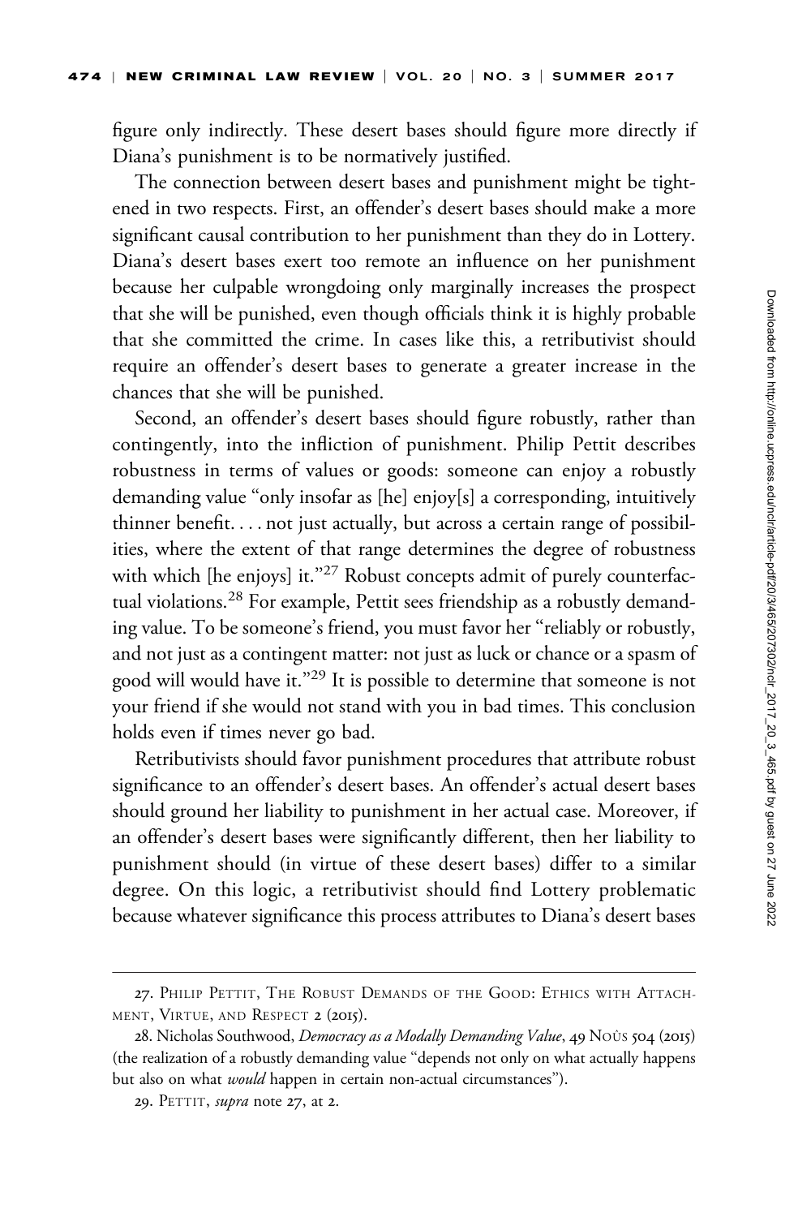figure only indirectly. These desert bases should figure more directly if Diana's punishment is to be normatively justified.

The connection between desert bases and punishment might be tightened in two respects. First, an offender's desert bases should make a more significant causal contribution to her punishment than they do in Lottery. Diana's desert bases exert too remote an influence on her punishment because her culpable wrongdoing only marginally increases the prospect that she will be punished, even though officials think it is highly probable that she committed the crime. In cases like this, a retributivist should require an offender's desert bases to generate a greater increase in the chances that she will be punished.

Second, an offender's desert bases should figure robustly, rather than contingently, into the infliction of punishment. Philip Pettit describes robustness in terms of values or goods: someone can enjoy a robustly demanding value "only insofar as [he] enjoy[s] a corresponding, intuitively thinner benefit. . . . not just actually, but across a certain range of possibilities, where the extent of that range determines the degree of robustness with which [he enjoys] it."[27] Robust concepts admit of purely counterfactual violations.[28] For example, Pettit sees friendship as a robustly demanding value. To be someone's friend, you must favor her "reliably or robustly, and not just as a contingent matter: not just as luck or chance or a spasm of good will would have it."[29] It is possible to determine that someone is not your friend if she would not stand with you in bad times. This conclusion holds even if times never go bad.

Retributivists should favor punishment procedures that attribute robust significance to an offender's desert bases. An offender's actual desert bases should ground her liability to punishment in her actual case. Moreover, if an offender's desert bases were significantly different, then her liability to punishment should (in virtue of these desert bases) differ to a similar degree. On this logic, a retributivist should find Lottery problematic because whatever significance this process attributes to Diana's desert bases

---

27. Philip Pettit, The Robust Demands of the Good: Ethics with Attachment, Virtue, and Respect 2 (2015).

28. Nicholas Southwood, *Democracy as a Modally Demanding Value*, 49 Noûs 504 (2015) (the realization of a robustly demanding value "depends not only on what actually happens but also on what *would* happen in certain non-actual circumstances").

29. Pettit, *supra* note 27, at 2.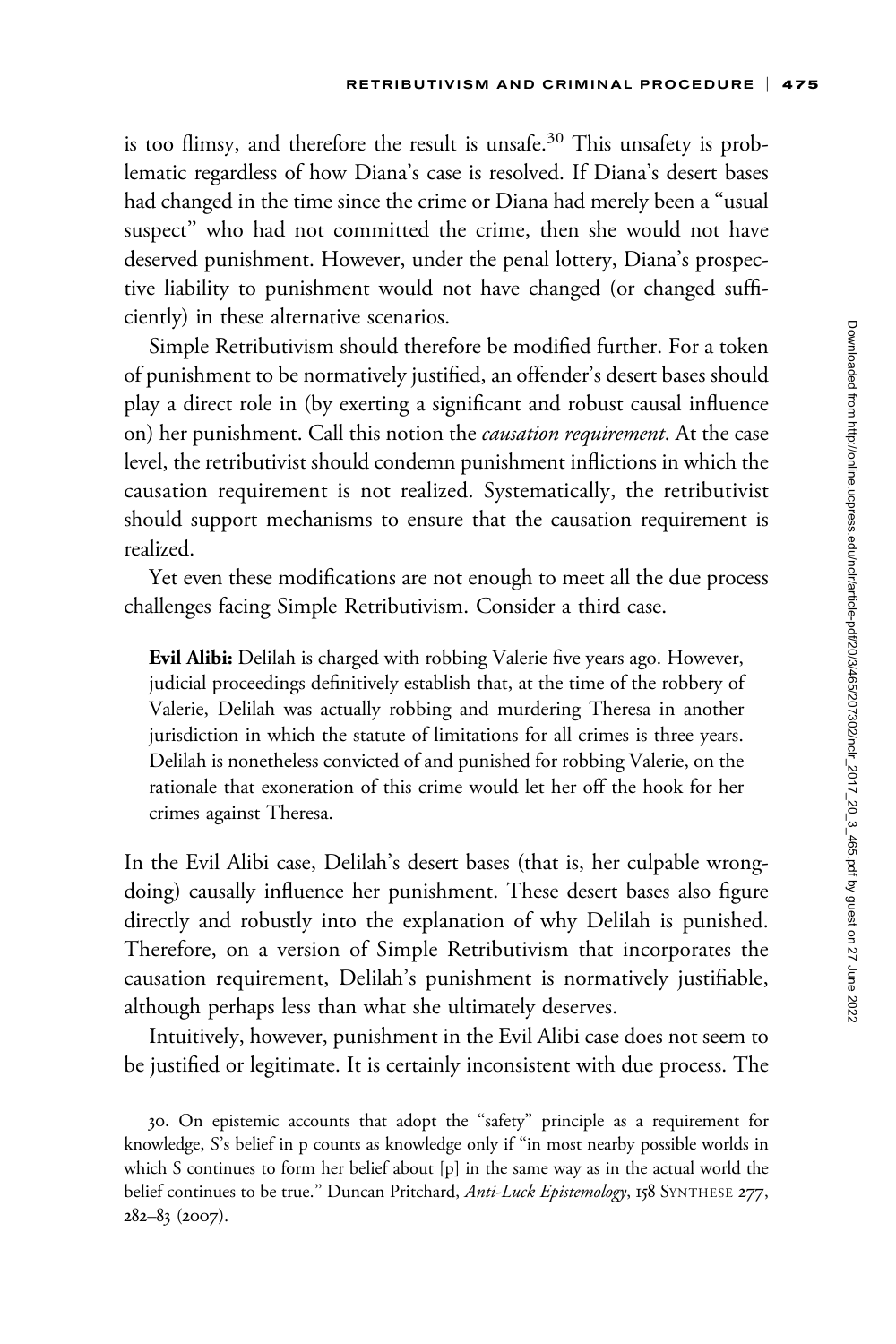is too flimsy, and therefore the result is unsafe.[30] This unsafety is problematic regardless of how Diana's case is resolved. If Diana's desert bases had changed in the time since the crime or Diana had merely been a "usual suspect" who had not committed the crime, then she would not have deserved punishment. However, under the penal lottery, Diana's prospective liability to punishment would not have changed (or changed sufficiently) in these alternative scenarios.

Simple Retributivism should therefore be modified further. For a token of punishment to be normatively justified, an offender's desert bases should play a direct role in (by exerting a significant and robust causal influence on) her punishment. Call this notion the *causation requirement*. At the case level, the retributivist should condemn punishment inflictions in which the causation requirement is not realized. Systematically, the retributivist should support mechanisms to ensure that the causation requirement is realized.

Yet even these modifications are not enough to meet all the due process challenges facing Simple Retributivism. Consider a third case.

> **Evil Alibi:** Delilah is charged with robbing Valerie five years ago. However, judicial proceedings definitively establish that, at the time of the robbery of Valerie, Delilah was actually robbing and murdering Theresa in another jurisdiction in which the statute of limitations for all crimes is three years. Delilah is nonetheless convicted of and punished for robbing Valerie, on the rationale that exoneration of this crime would let her off the hook for her crimes against Theresa.

In the Evil Alibi case, Delilah's desert bases (that is, her culpable wrongdoing) causally influence her punishment. These desert bases also figure directly and robustly into the explanation of why Delilah is punished. Therefore, on a version of Simple Retributivism that incorporates the causation requirement, Delilah's punishment is normatively justifiable, although perhaps less than what she ultimately deserves.

Intuitively, however, punishment in the Evil Alibi case does not seem to be justified or legitimate. It is certainly inconsistent with due process. The

30. On epistemic accounts that adopt the "safety" principle as a requirement for knowledge, S's belief in p counts as knowledge only if "in most nearby possible worlds in which S continues to form her belief about [p] in the same way as in the actual world the belief continues to be true." Duncan Pritchard, *Anti-Luck Epistemology*, 158 SYNTHESE 277, 282–83 (2007).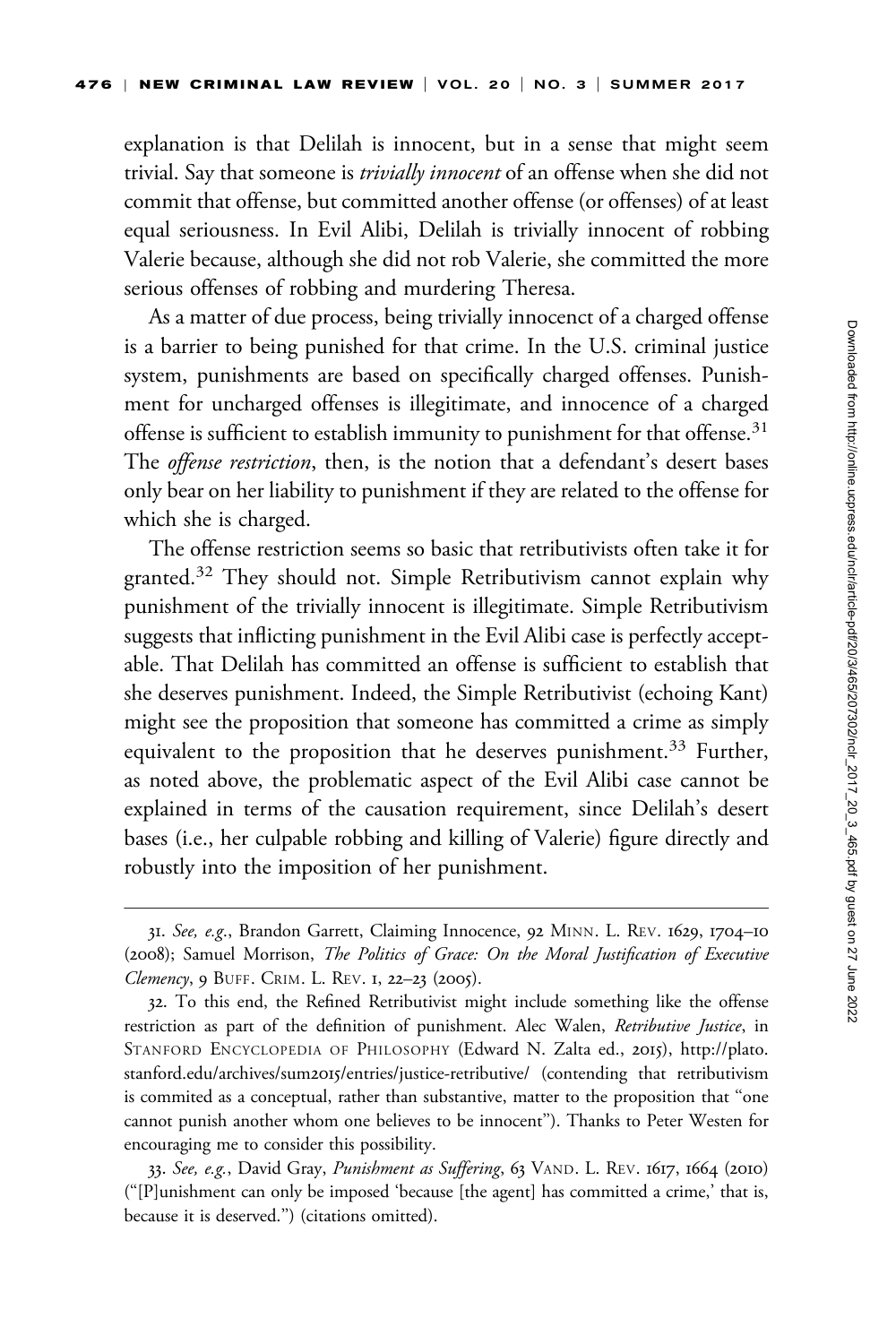explanation is that Delilah is innocent, but in a sense that might seem trivial. Say that someone is *trivially innocent* of an offense when she did not commit that offense, but committed another offense (or offenses) of at least equal seriousness. In Evil Alibi, Delilah is trivially innocent of robbing Valerie because, although she did not rob Valerie, she committed the more serious offenses of robbing and murdering Theresa.

As a matter of due process, being trivially innocenct of a charged offense is a barrier to being punished for that crime. In the U.S. criminal justice system, punishments are based on specifically charged offenses. Punishment for uncharged offenses is illegitimate, and innocence of a charged offense is sufficient to establish immunity to punishment for that offense.[31] The *offense restriction*, then, is the notion that a defendant's desert bases only bear on her liability to punishment if they are related to the offense for which she is charged.

The offense restriction seems so basic that retributivists often take it for granted.[32] They should not. Simple Retributivism cannot explain why punishment of the trivially innocent is illegitimate. Simple Retributivism suggests that inflicting punishment in the Evil Alibi case is perfectly acceptable. That Delilah has committed an offense is sufficient to establish that she deserves punishment. Indeed, the Simple Retributivist (echoing Kant) might see the proposition that someone has committed a crime as simply equivalent to the proposition that he deserves punishment.[33] Further, as noted above, the problematic aspect of the Evil Alibi case cannot be explained in terms of the causation requirement, since Delilah's desert bases (i.e., her culpable robbing and killing of Valerie) figure directly and robustly into the imposition of her punishment.

---

31. *See, e.g.*, Brandon Garrett, Claiming Innocence, 92 MINN. L. REV. 1629, 1704–10 (2008); Samuel Morrison, *The Politics of Grace: On the Moral Justification of Executive Clemency*, 9 BUFF. CRIM. L. REV. 1, 22–23 (2005).

32. To this end, the Refined Retributivist might include something like the offense restriction as part of the definition of punishment. Alec Walen, *Retributive Justice*, in STANFORD ENCYCLOPEDIA OF PHILOSOPHY (Edward N. Zalta ed., 2015), http://plato.stanford.edu/archives/sum2015/entries/justice-retributive/ (contending that retributivism is commited as a conceptual, rather than substantive, matter to the proposition that "one cannot punish another whom one believes to be innocent"). Thanks to Peter Westen for encouraging me to consider this possibility.

33. *See, e.g.*, David Gray, *Punishment as Suffering*, 63 VAND. L. REV. 1617, 1664 (2010) ("[P]unishment can only be imposed 'because [the agent] has committed a crime,' that is, because it is deserved.") (citations omitted).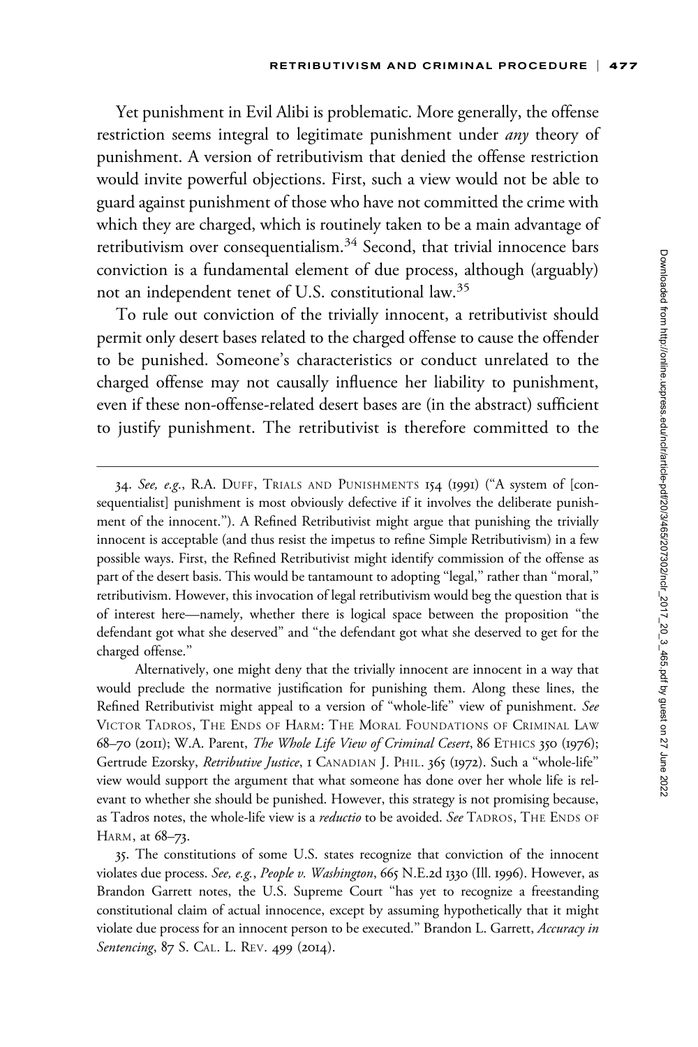Yet punishment in Evil Alibi is problematic. More generally, the offense restriction seems integral to legitimate punishment under *any* theory of punishment. A version of retributivism that denied the offense restriction would invite powerful objections. First, such a view would not be able to guard against punishment of those who have not committed the crime with which they are charged, which is routinely taken to be a main advantage of retributivism over consequentialism.[34] Second, that trivial innocence bars conviction is a fundamental element of due process, although (arguably) not an independent tenet of U.S. constitutional law.[35]

To rule out conviction of the trivially innocent, a retributivist should permit only desert bases related to the charged offense to cause the offender to be punished. Someone's characteristics or conduct unrelated to the charged offense may not causally influence her liability to punishment, even if these non-offense-related desert bases are (in the abstract) sufficient to justify punishment. The retributivist is therefore committed to the

---

34. *See, e.g.*, R.A. DUFF, TRIALS AND PUNISHMENTS 154 (1991) ("A system of [consequentialist] punishment is most obviously defective if it involves the deliberate punishment of the innocent."). A Refined Retributivist might argue that punishing the trivially innocent is acceptable (and thus resist the impetus to refine Simple Retributivism) in a few possible ways. First, the Refined Retributivist might identify commission of the offense as part of the desert basis. This would be tantamount to adopting "legal," rather than "moral," retributivism. However, this invocation of legal retributivism would beg the question that is of interest here—namely, whether there is logical space between the proposition "the defendant got what she deserved" and "the defendant got what she deserved to get for the charged offense."

Alternatively, one might deny that the trivially innocent are innocent in a way that would preclude the normative justification for punishing them. Along these lines, the Refined Retributivist might appeal to a version of "whole-life" view of punishment. *See* VICTOR TADROS, THE ENDS OF HARM: THE MORAL FOUNDATIONS OF CRIMINAL LAW 68–70 (2011); W.A. Parent, *The Whole Life View of Criminal Cesert*, 86 ETHICS 350 (1976); Gertrude Ezorsky, *Retributive Justice*, 1 CANADIAN J. PHIL. 365 (1972). Such a "whole-life" view would support the argument that what someone has done over her whole life is relevant to whether she should be punished. However, this strategy is not promising because, as Tadros notes, the whole-life view is a *reductio* to be avoided. *See* TADROS, THE ENDS OF HARM, at 68–73.

35. The constitutions of some U.S. states recognize that conviction of the innocent violates due process. *See, e.g.*, *People v. Washington*, 665 N.E.2d 1330 (Ill. 1996). However, as Brandon Garrett notes, the U.S. Supreme Court "has yet to recognize a freestanding constitutional claim of actual innocence, except by assuming hypothetically that it might violate due process for an innocent person to be executed." Brandon L. Garrett, *Accuracy in Sentencing*, 87 S. CAL. L. REV. 499 (2014).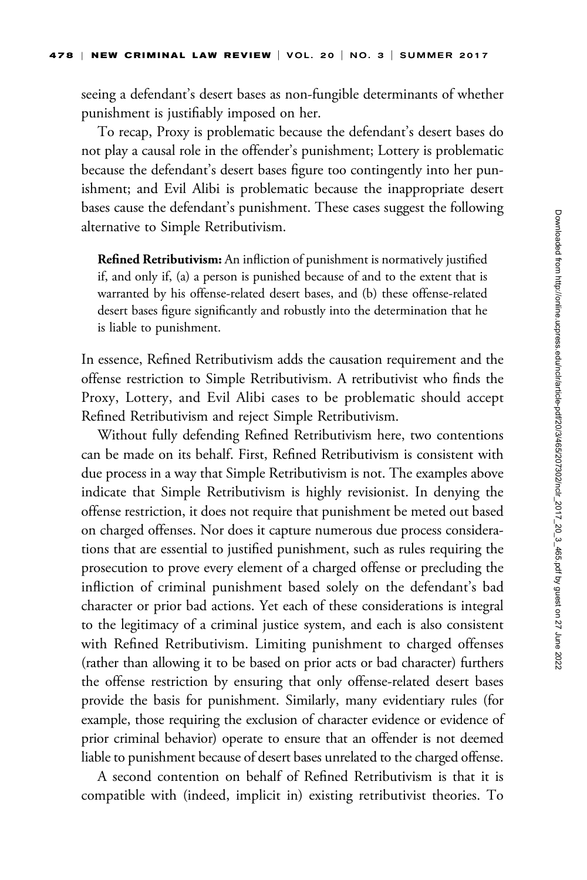seeing a defendant's desert bases as non-fungible determinants of whether punishment is justifiably imposed on her.

To recap, Proxy is problematic because the defendant's desert bases do not play a causal role in the offender's punishment; Lottery is problematic because the defendant's desert bases figure too contingently into her punishment; and Evil Alibi is problematic because the inappropriate desert bases cause the defendant's punishment. These cases suggest the following alternative to Simple Retributivism.

> **Refined Retributivism:** An infliction of punishment is normatively justified if, and only if, (a) a person is punished because of and to the extent that is warranted by his offense-related desert bases, and (b) these offense-related desert bases figure significantly and robustly into the determination that he is liable to punishment.

In essence, Refined Retributivism adds the causation requirement and the offense restriction to Simple Retributivism. A retributivist who finds the Proxy, Lottery, and Evil Alibi cases to be problematic should accept Refined Retributivism and reject Simple Retributivism.

Without fully defending Refined Retributivism here, two contentions can be made on its behalf. First, Refined Retributivism is consistent with due process in a way that Simple Retributivism is not. The examples above indicate that Simple Retributivism is highly revisionist. In denying the offense restriction, it does not require that punishment be meted out based on charged offenses. Nor does it capture numerous due process considerations that are essential to justified punishment, such as rules requiring the prosecution to prove every element of a charged offense or precluding the infliction of criminal punishment based solely on the defendant's bad character or prior bad actions. Yet each of these considerations is integral to the legitimacy of a criminal justice system, and each is also consistent with Refined Retributivism. Limiting punishment to charged offenses (rather than allowing it to be based on prior acts or bad character) furthers the offense restriction by ensuring that only offense-related desert bases provide the basis for punishment. Similarly, many evidentiary rules (for example, those requiring the exclusion of character evidence or evidence of prior criminal behavior) operate to ensure that an offender is not deemed liable to punishment because of desert bases unrelated to the charged offense.

A second contention on behalf of Refined Retributivism is that it is compatible with (indeed, implicit in) existing retributivist theories. To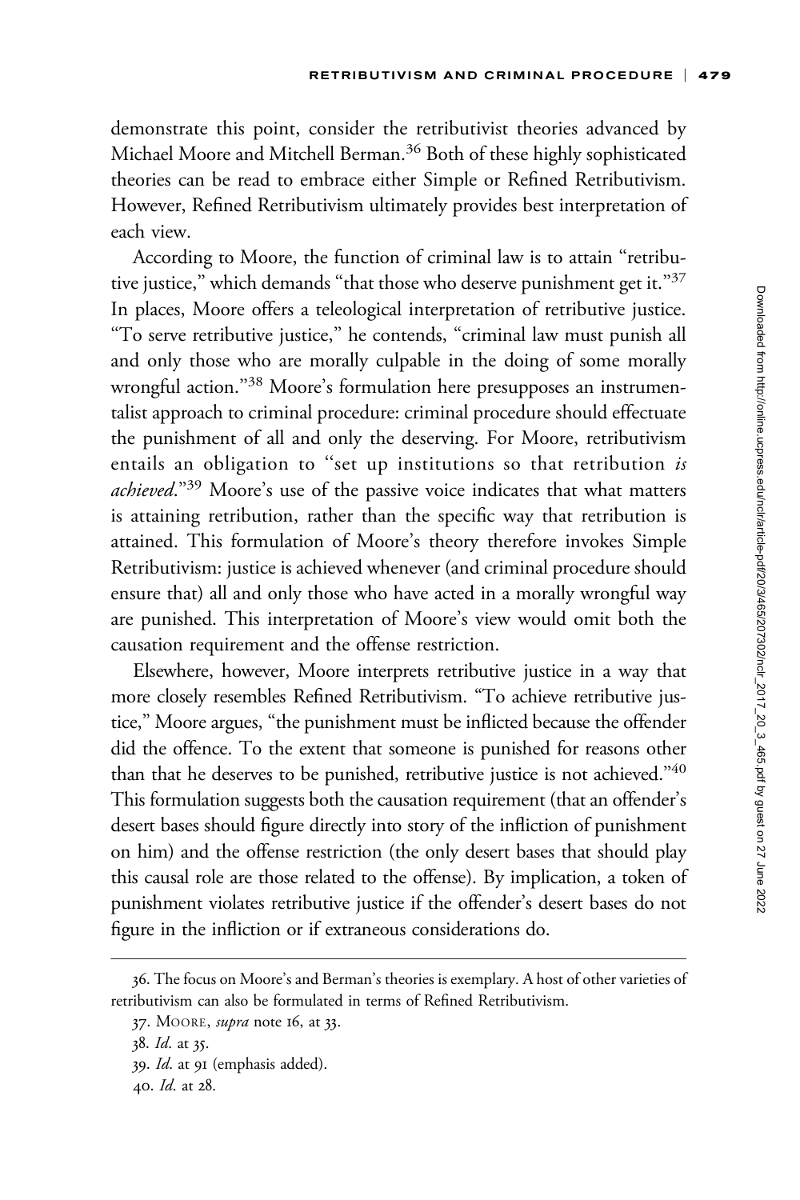demonstrate this point, consider the retributivist theories advanced by Michael Moore and Mitchell Berman.[36] Both of these highly sophisticated theories can be read to embrace either Simple or Refined Retributivism. However, Refined Retributivism ultimately provides best interpretation of each view.

According to Moore, the function of criminal law is to attain "retributive justice," which demands "that those who deserve punishment get it."[37] In places, Moore offers a teleological interpretation of retributive justice. "To serve retributive justice," he contends, "criminal law must punish all and only those who are morally culpable in the doing of some morally wrongful action."[38] Moore's formulation here presupposes an instrumentalist approach to criminal procedure: criminal procedure should effectuate the punishment of all and only the deserving. For Moore, retributivism entails an obligation to "set up institutions so that retribution *is achieved*."[39] Moore's use of the passive voice indicates that what matters is attaining retribution, rather than the specific way that retribution is attained. This formulation of Moore's theory therefore invokes Simple Retributivism: justice is achieved whenever (and criminal procedure should ensure that) all and only those who have acted in a morally wrongful way are punished. This interpretation of Moore's view would omit both the causation requirement and the offense restriction.

Elsewhere, however, Moore interprets retributive justice in a way that more closely resembles Refined Retributivism. "To achieve retributive justice," Moore argues, "the punishment must be inflicted because the offender did the offence. To the extent that someone is punished for reasons other than that he deserves to be punished, retributive justice is not achieved."[40] This formulation suggests both the causation requirement (that an offender's desert bases should figure directly into story of the infliction of punishment on him) and the offense restriction (the only desert bases that should play this causal role are those related to the offense). By implication, a token of punishment violates retributive justice if the offender's desert bases do not figure in the infliction or if extraneous considerations do.

36. The focus on Moore's and Berman's theories is exemplary. A host of other varieties of retributivism can also be formulated in terms of Refined Retributivism.

37. Moore, *supra* note 16, at 33.

38. *Id.* at 35.

39. *Id.* at 91 (emphasis added).

40. *Id.* at 28.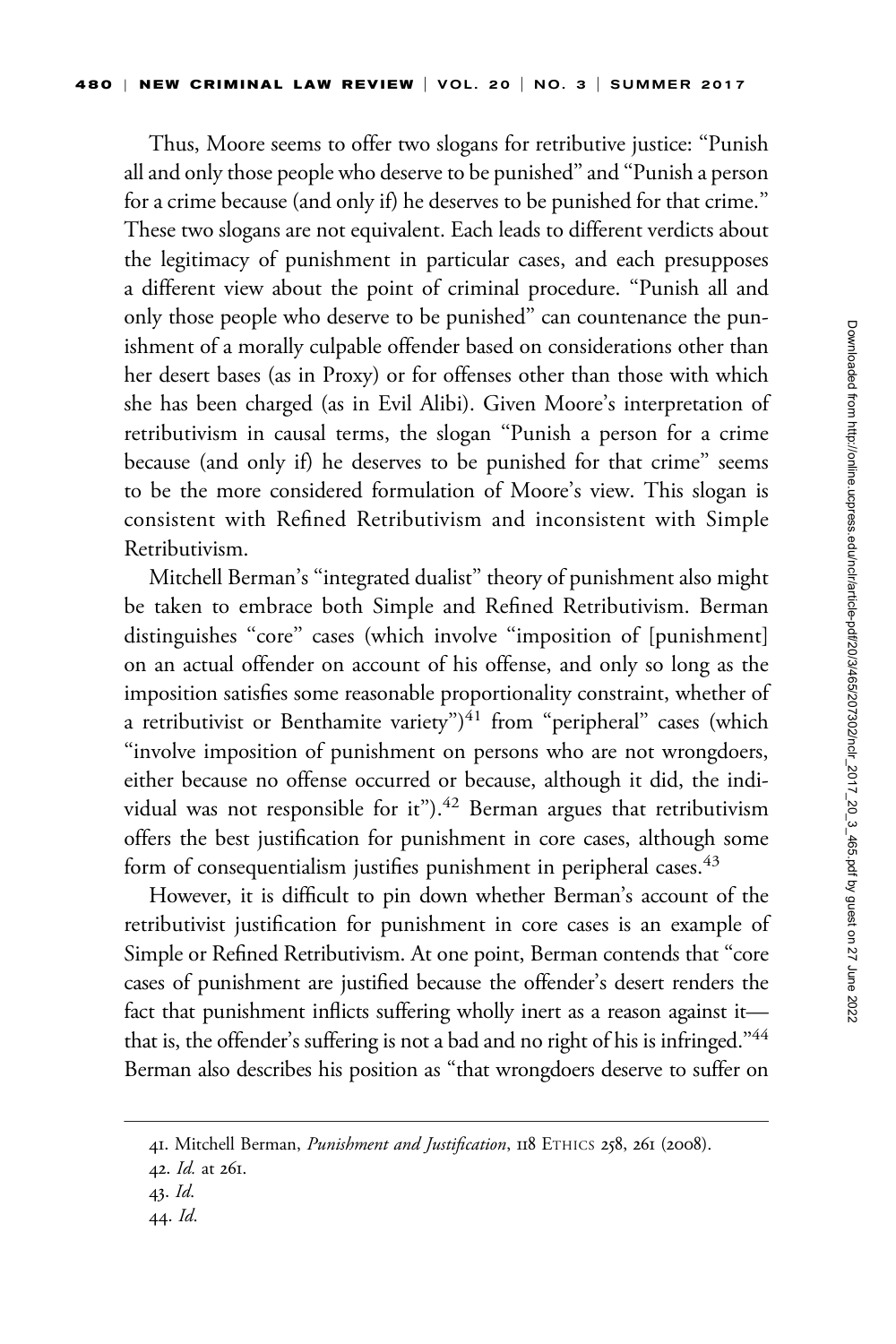Thus, Moore seems to offer two slogans for retributive justice: "Punish all and only those people who deserve to be punished" and "Punish a person for a crime because (and only if) he deserves to be punished for that crime." These two slogans are not equivalent. Each leads to different verdicts about the legitimacy of punishment in particular cases, and each presupposes a different view about the point of criminal procedure. "Punish all and only those people who deserve to be punished" can countenance the punishment of a morally culpable offender based on considerations other than her desert bases (as in Proxy) or for offenses other than those with which she has been charged (as in Evil Alibi). Given Moore's interpretation of retributivism in causal terms, the slogan "Punish a person for a crime because (and only if) he deserves to be punished for that crime" seems to be the more considered formulation of Moore's view. This slogan is consistent with Refined Retributivism and inconsistent with Simple Retributivism.

Mitchell Berman's "integrated dualist" theory of punishment also might be taken to embrace both Simple and Refined Retributivism. Berman distinguishes "core" cases (which involve "imposition of [punishment] on an actual offender on account of his offense, and only so long as the imposition satisfies some reasonable proportionality constraint, whether of a retributivist or Benthamite variety")[41] from "peripheral" cases (which "involve imposition of punishment on persons who are not wrongdoers, either because no offense occurred or because, although it did, the individual was not responsible for it").[42] Berman argues that retributivism offers the best justification for punishment in core cases, although some form of consequentialism justifies punishment in peripheral cases.[43]

However, it is difficult to pin down whether Berman's account of the retributivist justification for punishment in core cases is an example of Simple or Refined Retributivism. At one point, Berman contends that "core cases of punishment are justified because the offender's desert renders the fact that punishment inflicts suffering wholly inert as a reason against it—that is, the offender's suffering is not a bad and no right of his is infringed."[44] Berman also describes his position as "that wrongdoers deserve to suffer on

---

41. Mitchell Berman, *Punishment and Justification*, 118 ETHICS 258, 261 (2008).

42. *Id.* at 261.

43. *Id.*

44. *Id.*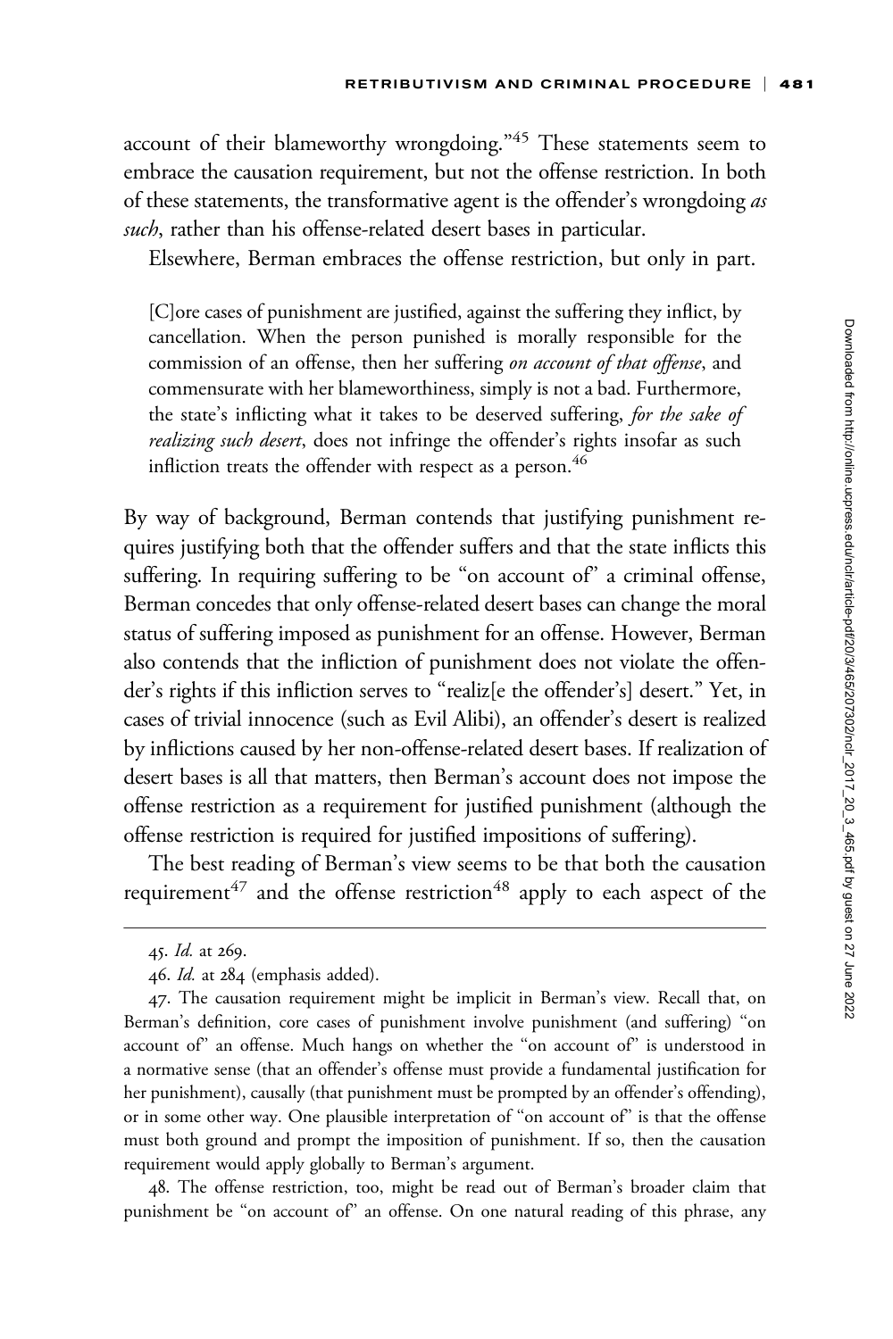account of their blameworthy wrongdoing."[45] These statements seem to embrace the causation requirement, but not the offense restriction. In both of these statements, the transformative agent is the offender's wrongdoing *as such*, rather than his offense-related desert bases in particular.

Elsewhere, Berman embraces the offense restriction, but only in part.

> [C]ore cases of punishment are justified, against the suffering they inflict, by cancellation. When the person punished is morally responsible for the commission of an offense, then her suffering *on account of that offense*, and commensurate with her blameworthiness, simply is not a bad. Furthermore, the state's inflicting what it takes to be deserved suffering, *for the sake of realizing such desert*, does not infringe the offender's rights insofar as such infliction treats the offender with respect as a person.[46]

By way of background, Berman contends that justifying punishment requires justifying both that the offender suffers and that the state inflicts this suffering. In requiring suffering to be "on account of" a criminal offense, Berman concedes that only offense-related desert bases can change the moral status of suffering imposed as punishment for an offense. However, Berman also contends that the infliction of punishment does not violate the offender's rights if this infliction serves to "realiz[e the offender's] desert." Yet, in cases of trivial innocence (such as Evil Alibi), an offender's desert is realized by inflictions caused by her non-offense-related desert bases. If realization of desert bases is all that matters, then Berman's account does not impose the offense restriction as a requirement for justified punishment (although the offense restriction is required for justified impositions of suffering).

The best reading of Berman's view seems to be that both the causation requirement[47] and the offense restriction[48] apply to each aspect of the

---

45. *Id.* at 269.

46. *Id.* at 284 (emphasis added).

47. The causation requirement might be implicit in Berman's view. Recall that, on Berman's definition, core cases of punishment involve punishment (and suffering) "on account of" an offense. Much hangs on whether the "on account of" is understood in a normative sense (that an offender's offense must provide a fundamental justification for her punishment), causally (that punishment must be prompted by an offender's offending), or in some other way. One plausible interpretation of "on account of" is that the offense must both ground and prompt the imposition of punishment. If so, then the causation requirement would apply globally to Berman's argument.

48. The offense restriction, too, might be read out of Berman's broader claim that punishment be "on account of" an offense. On one natural reading of this phrase, any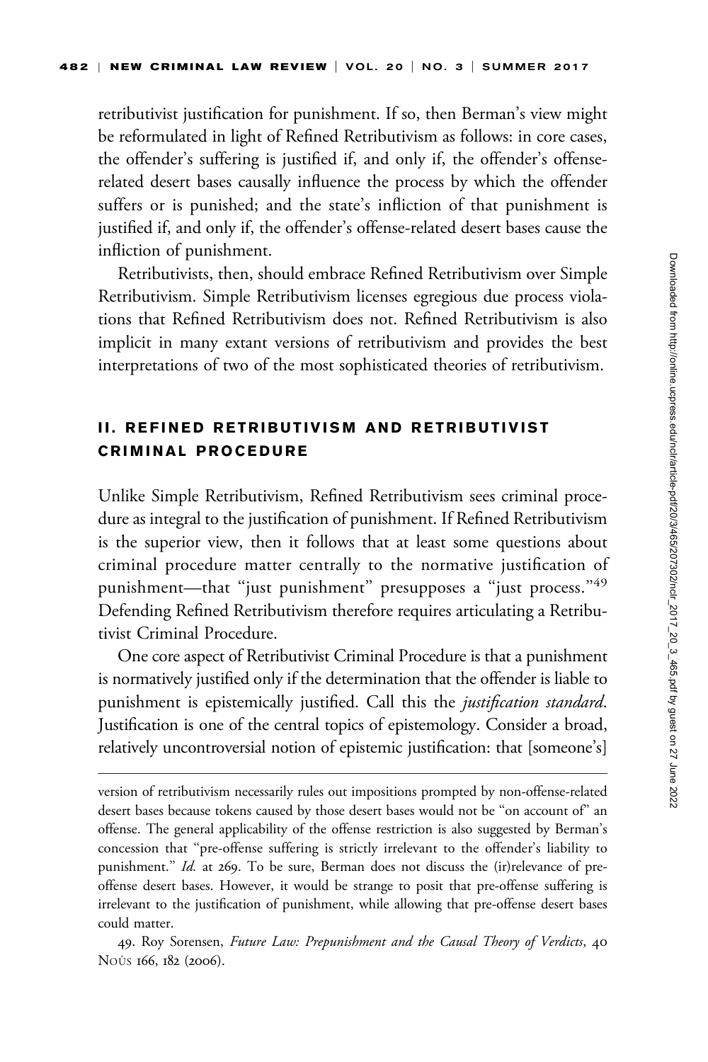retributivist justification for punishment. If so, then Berman's view might be reformulated in light of Refined Retributivism as follows: in core cases, the offender's suffering is justified if, and only if, the offender's offense-related desert bases causally influence the process by which the offender suffers or is punished; and the state's infliction of that punishment is justified if, and only if, the offender's offense-related desert bases cause the infliction of punishment.

Retributivists, then, should embrace Refined Retributivism over Simple Retributivism. Simple Retributivism licenses egregious due process violations that Refined Retributivism does not. Refined Retributivism is also implicit in many extant versions of retributivism and provides the best interpretations of two of the most sophisticated theories of retributivism.

## II. REFINED RETRIBUTIVISM AND RETRIBUTIVIST CRIMINAL PROCEDURE

Unlike Simple Retributivism, Refined Retributivism sees criminal procedure as integral to the justification of punishment. If Refined Retributivism is the superior view, then it follows that at least some questions about criminal procedure matter centrally to the normative justification of punishment—that "just punishment" presupposes a "just process."[49] Defending Refined Retributivism therefore requires articulating a Retributivist Criminal Procedure.

One core aspect of Retributivist Criminal Procedure is that a punishment is normatively justified only if the determination that the offender is liable to punishment is epistemically justified. Call this the *justification standard*. Justification is one of the central topics of epistemology. Consider a broad, relatively uncontroversial notion of epistemic justification: that [someone's]

---

version of retributivism necessarily rules out impositions prompted by non-offense-related desert bases because tokens caused by those desert bases would not be "on account of" an offense. The general applicability of the offense restriction is also suggested by Berman's concession that "pre-offense suffering is strictly irrelevant to the offender's liability to punishment." *Id.* at 269. To be sure, Berman does not discuss the (ir)relevance of pre-offense desert bases. However, it would be strange to posit that pre-offense suffering is irrelevant to the justification of punishment, while allowing that pre-offense desert bases could matter.

49. Roy Sorensen, *Future Law: Prepunishment and the Causal Theory of Verdicts*, 40 NOÛS 166, 182 (2006).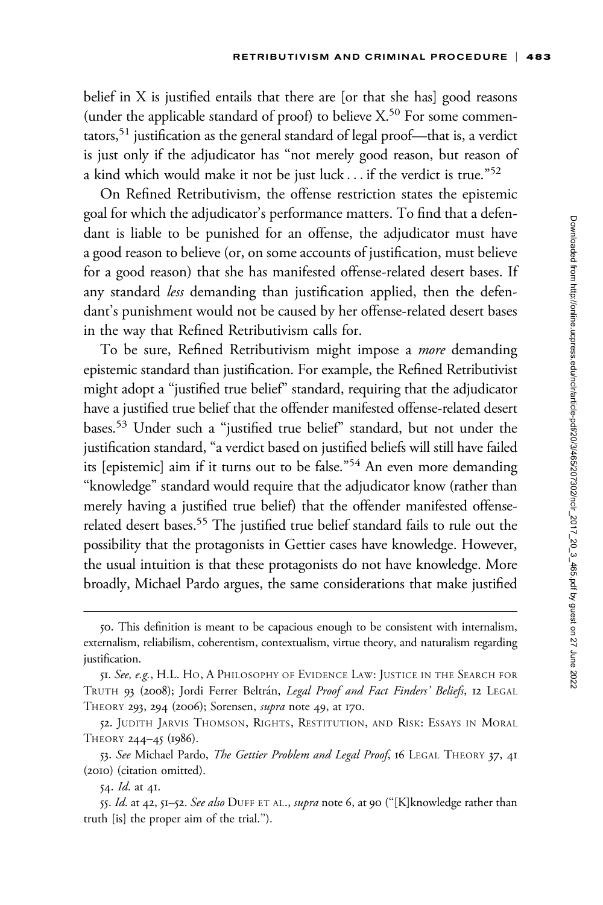belief in X is justified entails that there are [or that she has] good reasons (under the applicable standard of proof) to believe X.[50] For some commentators,[51] justification as the general standard of legal proof—that is, a verdict is just only if the adjudicator has "not merely good reason, but reason of a kind which would make it not be just luck . . . if the verdict is true."[52]

On Refined Retributivism, the offense restriction states the epistemic goal for which the adjudicator's performance matters. To find that a defendant is liable to be punished for an offense, the adjudicator must have a good reason to believe (or, on some accounts of justification, must believe for a good reason) that she has manifested offense-related desert bases. If any standard *less* demanding than justification applied, then the defendant's punishment would not be caused by her offense-related desert bases in the way that Refined Retributivism calls for.

To be sure, Refined Retributivism might impose a *more* demanding epistemic standard than justification. For example, the Refined Retributivist might adopt a "justified true belief" standard, requiring that the adjudicator have a justified true belief that the offender manifested offense-related desert bases.[53] Under such a "justified true belief" standard, but not under the justification standard, "a verdict based on justified beliefs will still have failed its [epistemic] aim if it turns out to be false."[54] An even more demanding "knowledge" standard would require that the adjudicator know (rather than merely having a justified true belief) that the offender manifested offense-related desert bases.[55] The justified true belief standard fails to rule out the possibility that the protagonists in Gettier cases have knowledge. However, the usual intuition is that these protagonists do not have knowledge. More broadly, Michael Pardo argues, the same considerations that make justified

---

50. This definition is meant to be capacious enough to be consistent with internalism, externalism, reliabilism, coherentism, contextualism, virtue theory, and naturalism regarding justification.

51. *See, e.g.*, H.L. Ho, A Philosophy of Evidence Law: Justice in the Search for Truth 93 (2008); Jordi Ferrer Beltrán, *Legal Proof and Fact Finders' Beliefs*, 12 Legal Theory 293, 294 (2006); Sorensen, *supra* note 49, at 170.

52. Judith Jarvis Thomson, Rights, Restitution, and Risk: Essays in Moral Theory 244–45 (1986).

53. *See* Michael Pardo, *The Gettier Problem and Legal Proof*, 16 Legal Theory 37, 41 (2010) (citation omitted).

54. *Id.* at 41.

55. *Id.* at 42, 51–52. *See also* Duff et al., *supra* note 6, at 90 ("[K]knowledge rather than truth [is] the proper aim of the trial.").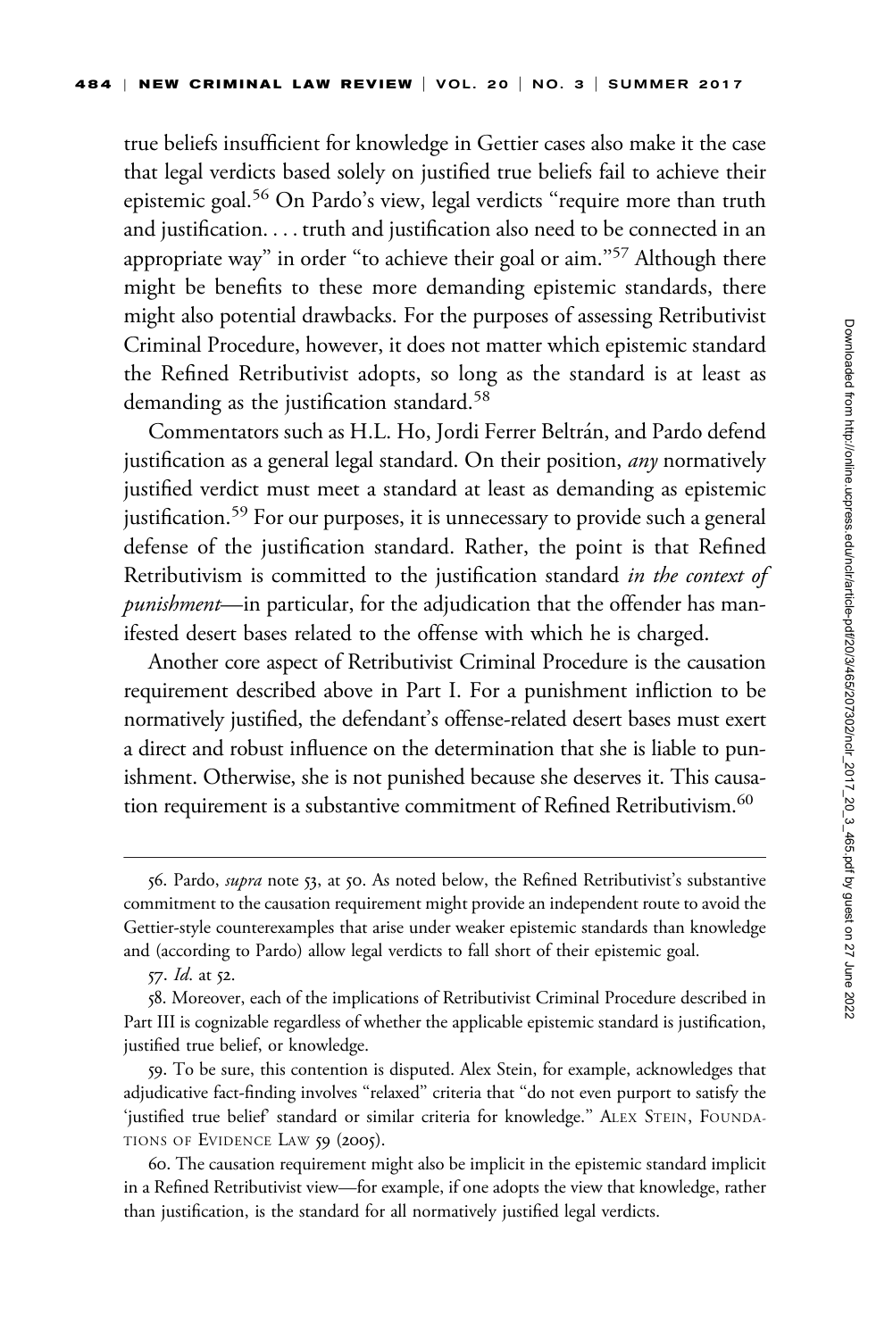true beliefs insufficient for knowledge in Gettier cases also make it the case that legal verdicts based solely on justified true beliefs fail to achieve their epistemic goal.[56] On Pardo's view, legal verdicts "require more than truth and justification. . . . truth and justification also need to be connected in an appropriate way" in order "to achieve their goal or aim."[57] Although there might be benefits to these more demanding epistemic standards, there might also potential drawbacks. For the purposes of assessing Retributivist Criminal Procedure, however, it does not matter which epistemic standard the Refined Retributivist adopts, so long as the standard is at least as demanding as the justification standard.[58]

Commentators such as H.L. Ho, Jordi Ferrer Beltrán, and Pardo defend justification as a general legal standard. On their position, *any* normatively justified verdict must meet a standard at least as demanding as epistemic justification.[59] For our purposes, it is unnecessary to provide such a general defense of the justification standard. Rather, the point is that Refined Retributivism is committed to the justification standard *in the context of punishment*—in particular, for the adjudication that the offender has manifested desert bases related to the offense with which he is charged.

Another core aspect of Retributivist Criminal Procedure is the causation requirement described above in Part I. For a punishment infliction to be normatively justified, the defendant's offense-related desert bases must exert a direct and robust influence on the determination that she is liable to punishment. Otherwise, she is not punished because she deserves it. This causation requirement is a substantive commitment of Refined Retributivism.[60]

---

56. Pardo, *supra* note 53, at 50. As noted below, the Refined Retributivist's substantive commitment to the causation requirement might provide an independent route to avoid the Gettier-style counterexamples that arise under weaker epistemic standards than knowledge and (according to Pardo) allow legal verdicts to fall short of their epistemic goal.

57. *Id*. at 52.

58. Moreover, each of the implications of Retributivist Criminal Procedure described in Part III is cognizable regardless of whether the applicable epistemic standard is justification, justified true belief, or knowledge.

59. To be sure, this contention is disputed. Alex Stein, for example, acknowledges that adjudicative fact-finding involves "relaxed" criteria that "do not even purport to satisfy the 'justified true belief' standard or similar criteria for knowledge." ALEX STEIN, FOUNDATIONS OF EVIDENCE LAW 59 (2005).

60. The causation requirement might also be implicit in the epistemic standard implicit in a Refined Retributivist view—for example, if one adopts the view that knowledge, rather than justification, is the standard for all normatively justified legal verdicts.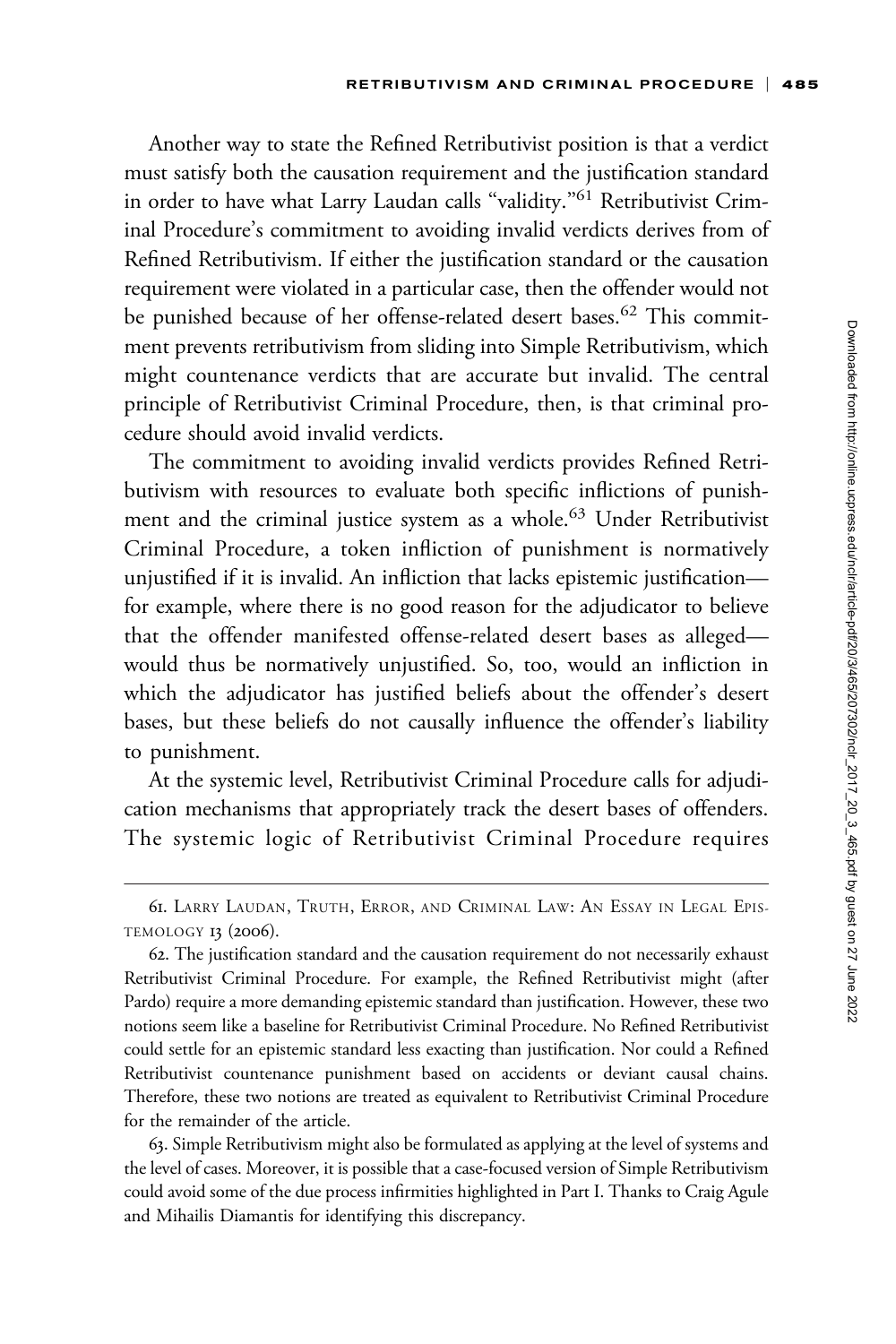Another way to state the Refined Retributivist position is that a verdict must satisfy both the causation requirement and the justification standard in order to have what Larry Laudan calls "validity."[61] Retributivist Criminal Procedure's commitment to avoiding invalid verdicts derives from of Refined Retributivism. If either the justification standard or the causation requirement were violated in a particular case, then the offender would not be punished because of her offense-related desert bases.[62] This commitment prevents retributivism from sliding into Simple Retributivism, which might countenance verdicts that are accurate but invalid. The central principle of Retributivist Criminal Procedure, then, is that criminal procedure should avoid invalid verdicts.

The commitment to avoiding invalid verdicts provides Refined Retributivism with resources to evaluate both specific inflictions of punishment and the criminal justice system as a whole.[63] Under Retributivist Criminal Procedure, a token infliction of punishment is normatively unjustified if it is invalid. An infliction that lacks epistemic justification—for example, where there is no good reason for the adjudicator to believe that the offender manifested offense-related desert bases as alleged—would thus be normatively unjustified. So, too, would an infliction in which the adjudicator has justified beliefs about the offender's desert bases, but these beliefs do not causally influence the offender's liability to punishment.

At the systemic level, Retributivist Criminal Procedure calls for adjudication mechanisms that appropriately track the desert bases of offenders. The systemic logic of Retributivist Criminal Procedure requires

---

61. Larry Laudan, Truth, Error, and Criminal Law: An Essay in Legal Epistemology 13 (2006).

62. The justification standard and the causation requirement do not necessarily exhaust Retributivist Criminal Procedure. For example, the Refined Retributivist might (after Pardo) require a more demanding epistemic standard than justification. However, these two notions seem like a baseline for Retributivist Criminal Procedure. No Refined Retributivist could settle for an epistemic standard less exacting than justification. Nor could a Refined Retributivist countenance punishment based on accidents or deviant causal chains. Therefore, these two notions are treated as equivalent to Retributivist Criminal Procedure for the remainder of the article.

63. Simple Retributivism might also be formulated as applying at the level of systems and the level of cases. Moreover, it is possible that a case-focused version of Simple Retributivism could avoid some of the due process infirmities highlighted in Part I. Thanks to Craig Agule and Mihailis Diamantis for identifying this discrepancy.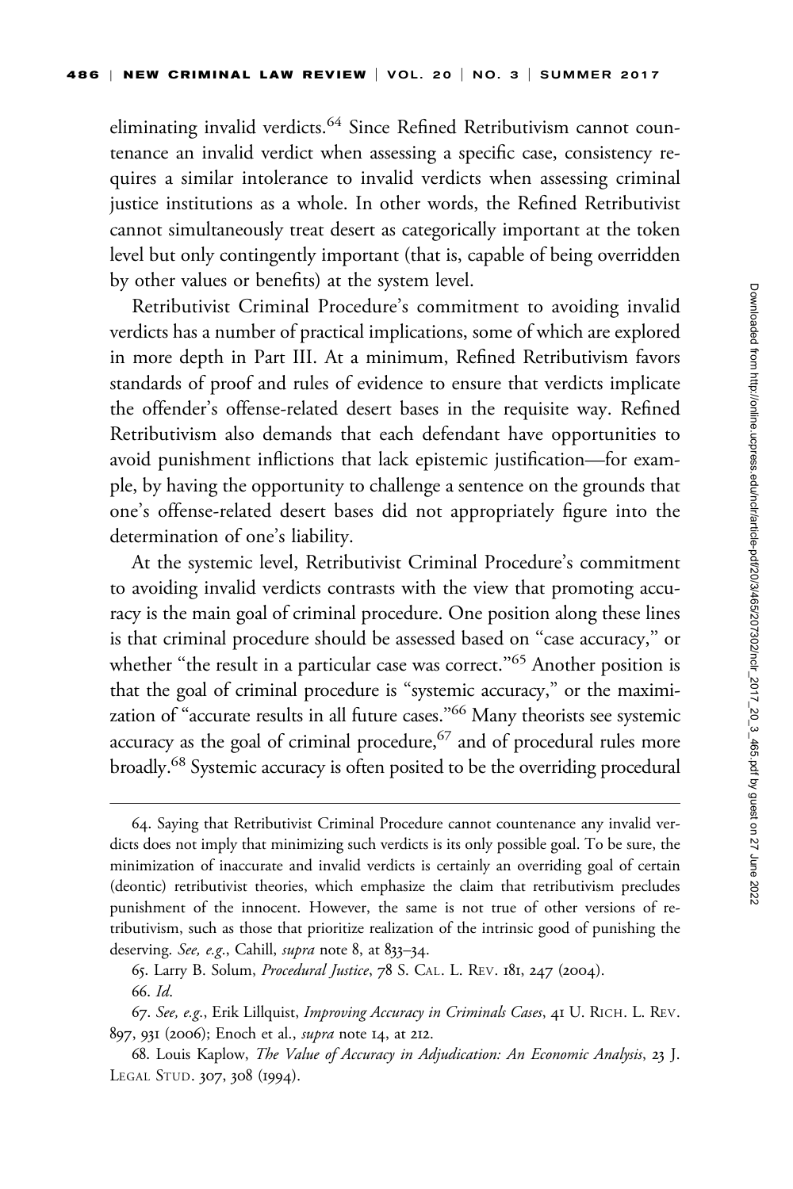eliminating invalid verdicts.[64] Since Refined Retributivism cannot countenance an invalid verdict when assessing a specific case, consistency requires a similar intolerance to invalid verdicts when assessing criminal justice institutions as a whole. In other words, the Refined Retributivist cannot simultaneously treat desert as categorically important at the token level but only contingently important (that is, capable of being overridden by other values or benefits) at the system level.

Retributivist Criminal Procedure's commitment to avoiding invalid verdicts has a number of practical implications, some of which are explored in more depth in Part III. At a minimum, Refined Retributivism favors standards of proof and rules of evidence to ensure that verdicts implicate the offender's offense-related desert bases in the requisite way. Refined Retributivism also demands that each defendant have opportunities to avoid punishment inflictions that lack epistemic justification—for example, by having the opportunity to challenge a sentence on the grounds that one's offense-related desert bases did not appropriately figure into the determination of one's liability.

At the systemic level, Retributivist Criminal Procedure's commitment to avoiding invalid verdicts contrasts with the view that promoting accuracy is the main goal of criminal procedure. One position along these lines is that criminal procedure should be assessed based on "case accuracy," or whether "the result in a particular case was correct."[65] Another position is that the goal of criminal procedure is "systemic accuracy," or the maximization of "accurate results in all future cases."[66] Many theorists see systemic accuracy as the goal of criminal procedure,[67] and of procedural rules more broadly.[68] Systemic accuracy is often posited to be the overriding procedural

---

64. Saying that Retributivist Criminal Procedure cannot countenance any invalid verdicts does not imply that minimizing such verdicts is its only possible goal. To be sure, the minimization of inaccurate and invalid verdicts is certainly an overriding goal of certain (deontic) retributivist theories, which emphasize the claim that retributivism precludes punishment of the innocent. However, the same is not true of other versions of retributivism, such as those that prioritize realization of the intrinsic good of punishing the deserving. *See, e.g.*, Cahill, *supra* note 8, at 833–34.

65. Larry B. Solum, *Procedural Justice*, 78 S. CAL. L. REV. 181, 247 (2004).

66. *Id.*

67. *See, e.g.*, Erik Lillquist, *Improving Accuracy in Criminals Cases*, 41 U. RICH. L. REV. 897, 931 (2006); Enoch et al., *supra* note 14, at 212.

68. Louis Kaplow, *The Value of Accuracy in Adjudication: An Economic Analysis*, 23 J. LEGAL STUD. 307, 308 (1994).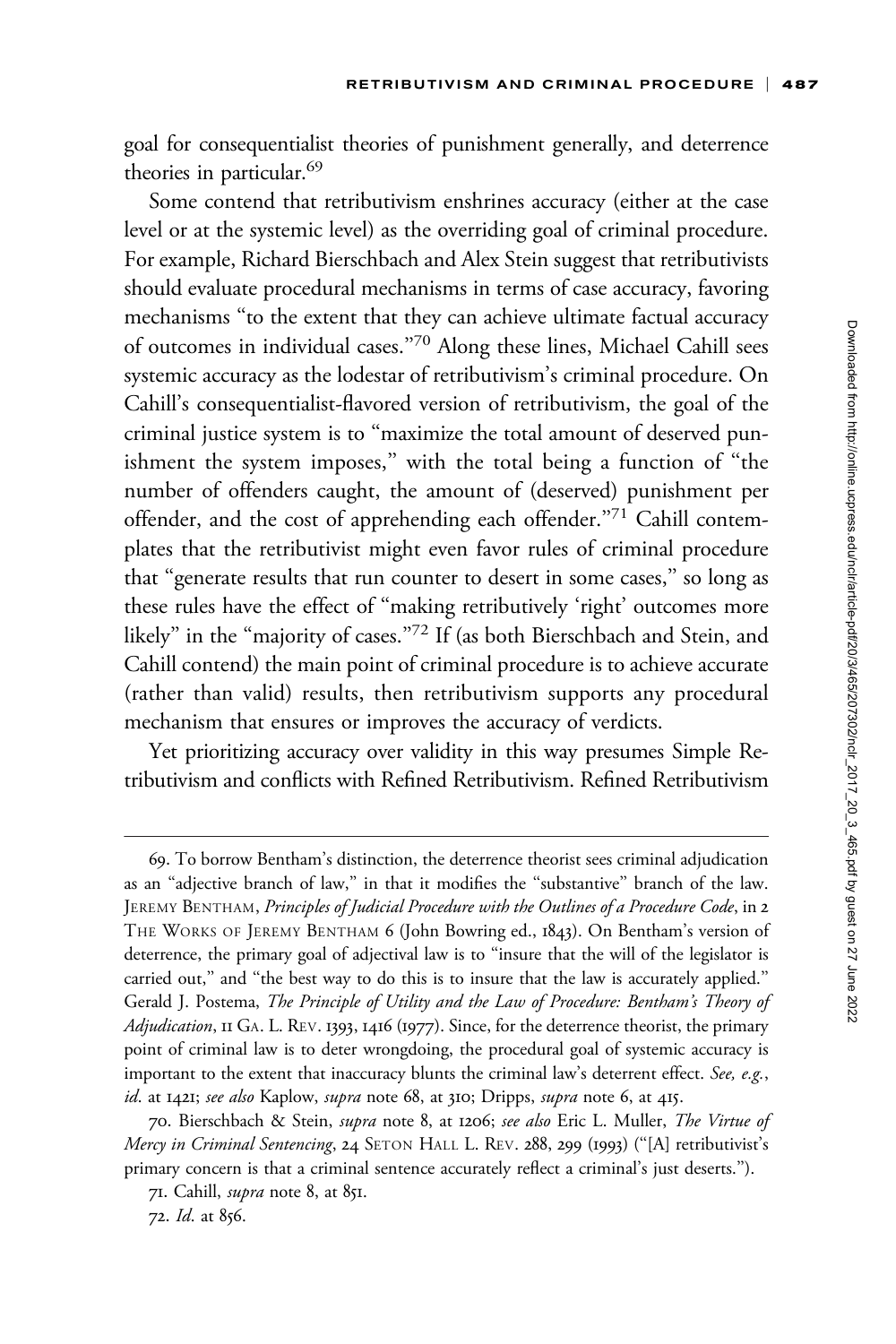goal for consequentialist theories of punishment generally, and deterrence theories in particular.[69]

Some contend that retributivism enshrines accuracy (either at the case level or at the systemic level) as the overriding goal of criminal procedure. For example, Richard Bierschbach and Alex Stein suggest that retributivists should evaluate procedural mechanisms in terms of case accuracy, favoring mechanisms "to the extent that they can achieve ultimate factual accuracy of outcomes in individual cases."[70] Along these lines, Michael Cahill sees systemic accuracy as the lodestar of retributivism's criminal procedure. On Cahill's consequentialist-flavored version of retributivism, the goal of the criminal justice system is to "maximize the total amount of deserved punishment the system imposes," with the total being a function of "the number of offenders caught, the amount of (deserved) punishment per offender, and the cost of apprehending each offender."[71] Cahill contemplates that the retributivist might even favor rules of criminal procedure that "generate results that run counter to desert in some cases," so long as these rules have the effect of "making retributively 'right' outcomes more likely" in the "majority of cases."[72] If (as both Bierschbach and Stein, and Cahill contend) the main point of criminal procedure is to achieve accurate (rather than valid) results, then retributivism supports any procedural mechanism that ensures or improves the accuracy of verdicts.

Yet prioritizing accuracy over validity in this way presumes Simple Retributivism and conflicts with Refined Retributivism. Refined Retributivism

---

69. To borrow Bentham's distinction, the deterrence theorist sees criminal adjudication as an "adjective branch of law," in that it modifies the "substantive" branch of the law. JEREMY BENTHAM, *Principles of Judicial Procedure with the Outlines of a Procedure Code*, in 2 THE WORKS OF JEREMY BENTHAM 6 (John Bowring ed., 1843). On Bentham's version of deterrence, the primary goal of adjectival law is to "insure that the will of the legislator is carried out," and "the best way to do this is to insure that the law is accurately applied." Gerald J. Postema, *The Principle of Utility and the Law of Procedure: Bentham's Theory of Adjudication*, 11 GA. L. REV. 1393, 1416 (1977). Since, for the deterrence theorist, the primary point of criminal law is to deter wrongdoing, the procedural goal of systemic accuracy is important to the extent that inaccuracy blunts the criminal law's deterrent effect. *See, e.g.*, *id.* at 1421; *see also* Kaplow, *supra* note 68, at 310; Dripps, *supra* note 6, at 415.

70. Bierschbach & Stein, *supra* note 8, at 1206; *see also* Eric L. Muller, *The Virtue of Mercy in Criminal Sentencing*, 24 SETON HALL L. REV. 288, 299 (1993) ("[A] retributivist's primary concern is that a criminal sentence accurately reflect a criminal's just deserts.").

71. Cahill, *supra* note 8, at 851.

72. *Id.* at 856.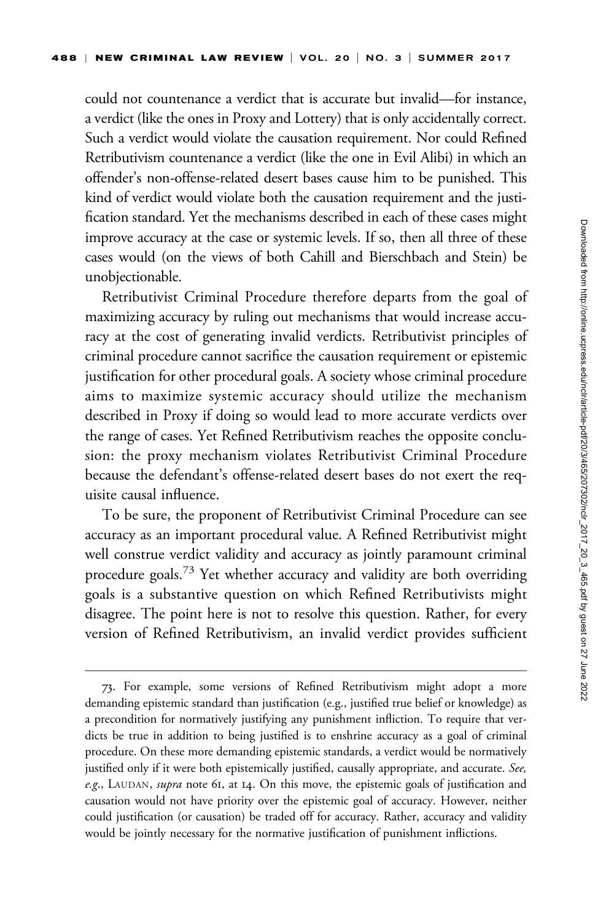could not countenance a verdict that is accurate but invalid—for instance, a verdict (like the ones in Proxy and Lottery) that is only accidentally correct. Such a verdict would violate the causation requirement. Nor could Refined Retributivism countenance a verdict (like the one in Evil Alibi) in which an offender's non-offense-related desert bases cause him to be punished. This kind of verdict would violate both the causation requirement and the justification standard. Yet the mechanisms described in each of these cases might improve accuracy at the case or systemic levels. If so, then all three of these cases would (on the views of both Cahill and Bierschbach and Stein) be unobjectionable.

Retributivist Criminal Procedure therefore departs from the goal of maximizing accuracy by ruling out mechanisms that would increase accuracy at the cost of generating invalid verdicts. Retributivist principles of criminal procedure cannot sacrifice the causation requirement or epistemic justification for other procedural goals. A society whose criminal procedure aims to maximize systemic accuracy should utilize the mechanism described in Proxy if doing so would lead to more accurate verdicts over the range of cases. Yet Refined Retributivism reaches the opposite conclusion: the proxy mechanism violates Retributivist Criminal Procedure because the defendant's offense-related desert bases do not exert the requisite causal influence.

To be sure, the proponent of Retributivist Criminal Procedure can see accuracy as an important procedural value. A Refined Retributivist might well construe verdict validity and accuracy as jointly paramount criminal procedure goals.[73] Yet whether accuracy and validity are both overriding goals is a substantive question on which Refined Retributivists might disagree. The point here is not to resolve this question. Rather, for every version of Refined Retributivism, an invalid verdict provides sufficient

---

73. For example, some versions of Refined Retributivism might adopt a more demanding epistemic standard than justification (e.g., justified true belief or knowledge) as a precondition for normatively justifying any punishment infliction. To require that verdicts be true in addition to being justified is to enshrine accuracy as a goal of criminal procedure. On these more demanding epistemic standards, a verdict would be normatively justified only if it were both epistemically justified, causally appropriate, and accurate. *See, e.g.*, LAUDAN, *supra* note 61, at 14. On this move, the epistemic goals of justification and causation would not have priority over the epistemic goal of accuracy. However, neither could justification (or causation) be traded off for accuracy. Rather, accuracy and validity would be jointly necessary for the normative justification of punishment inflictions.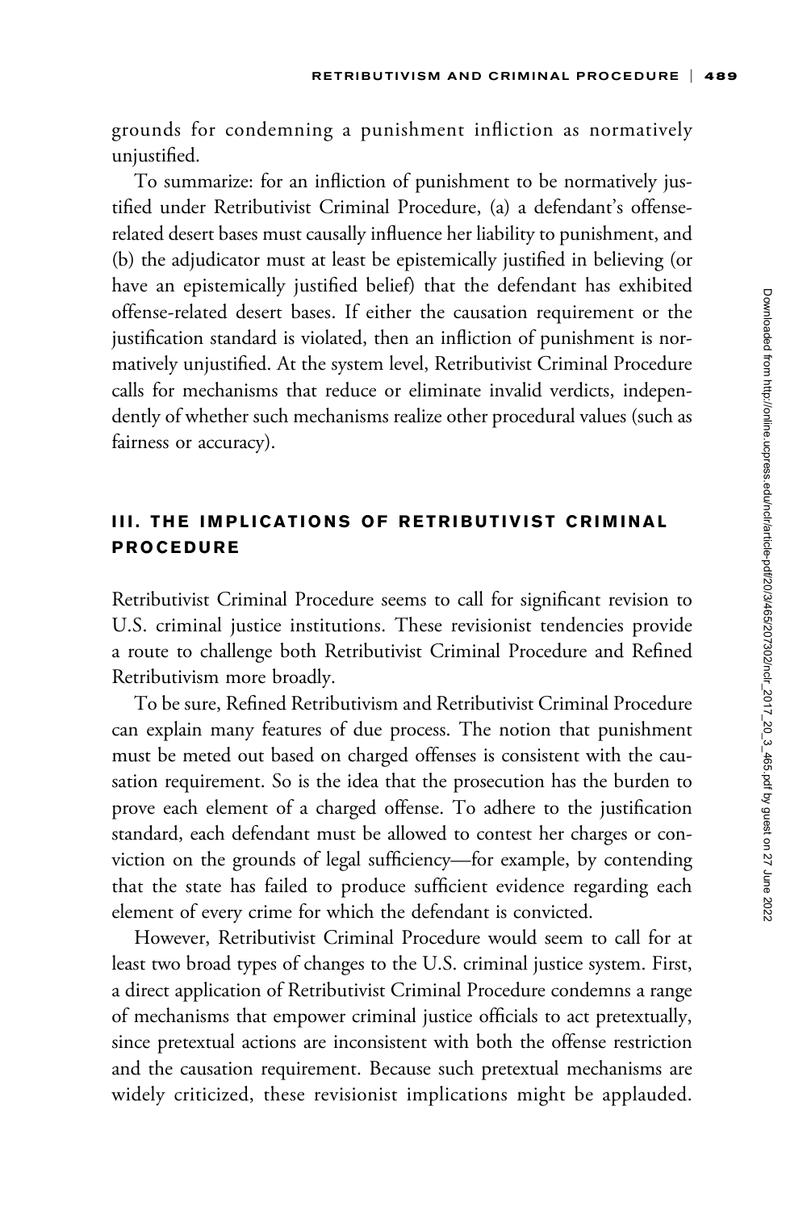grounds for condemning a punishment infliction as normatively unjustified.

To summarize: for an infliction of punishment to be normatively justified under Retributivist Criminal Procedure, (a) a defendant's offense-related desert bases must causally influence her liability to punishment, and (b) the adjudicator must at least be epistemically justified in believing (or have an epistemically justified belief) that the defendant has exhibited offense-related desert bases. If either the causation requirement or the justification standard is violated, then an infliction of punishment is normatively unjustified. At the system level, Retributivist Criminal Procedure calls for mechanisms that reduce or eliminate invalid verdicts, independently of whether such mechanisms realize other procedural values (such as fairness or accuracy).

## III. THE IMPLICATIONS OF RETRIBUTIVIST CRIMINAL PROCEDURE

Retributivist Criminal Procedure seems to call for significant revision to U.S. criminal justice institutions. These revisionist tendencies provide a route to challenge both Retributivist Criminal Procedure and Refined Retributivism more broadly.

To be sure, Refined Retributivism and Retributivist Criminal Procedure can explain many features of due process. The notion that punishment must be meted out based on charged offenses is consistent with the causation requirement. So is the idea that the prosecution has the burden to prove each element of a charged offense. To adhere to the justification standard, each defendant must be allowed to contest her charges or conviction on the grounds of legal sufficiency—for example, by contending that the state has failed to produce sufficient evidence regarding each element of every crime for which the defendant is convicted.

However, Retributivist Criminal Procedure would seem to call for at least two broad types of changes to the U.S. criminal justice system. First, a direct application of Retributivist Criminal Procedure condemns a range of mechanisms that empower criminal justice officials to act pretextually, since pretextual actions are inconsistent with both the offense restriction and the causation requirement. Because such pretextual mechanisms are widely criticized, these revisionist implications might be applauded.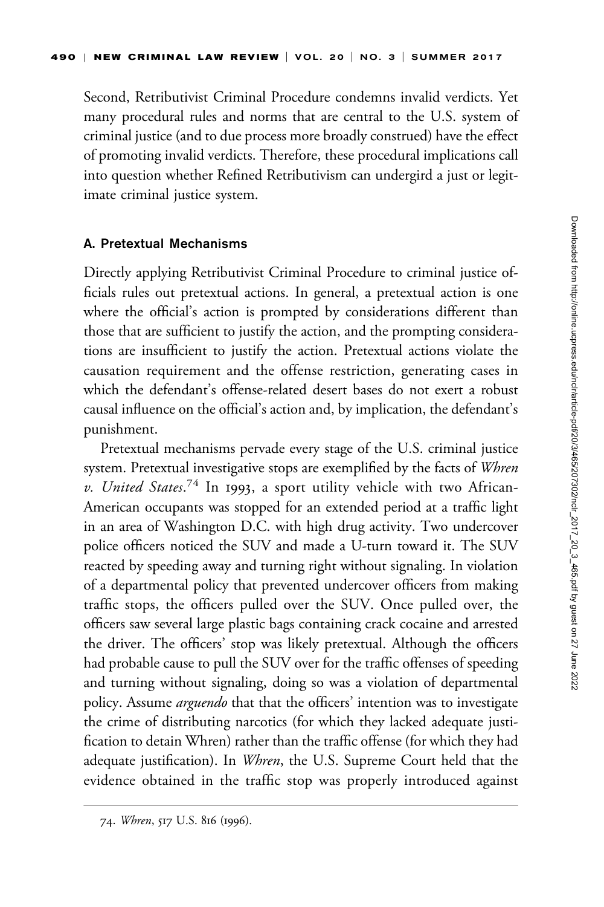Second, Retributivist Criminal Procedure condemns invalid verdicts. Yet many procedural rules and norms that are central to the U.S. system of criminal justice (and to due process more broadly construed) have the effect of promoting invalid verdicts. Therefore, these procedural implications call into question whether Refined Retributivism can undergird a just or legitimate criminal justice system.

### A. Pretextual Mechanisms

Directly applying Retributivist Criminal Procedure to criminal justice officials rules out pretextual actions. In general, a pretextual action is one where the official's action is prompted by considerations different than those that are sufficient to justify the action, and the prompting considerations are insufficient to justify the action. Pretextual actions violate the causation requirement and the offense restriction, generating cases in which the defendant's offense-related desert bases do not exert a robust causal influence on the official's action and, by implication, the defendant's punishment.

Pretextual mechanisms pervade every stage of the U.S. criminal justice system. Pretextual investigative stops are exemplified by the facts of *Whren v. United States*.[74] In 1993, a sport utility vehicle with two African-American occupants was stopped for an extended period at a traffic light in an area of Washington D.C. with high drug activity. Two undercover police officers noticed the SUV and made a U-turn toward it. The SUV reacted by speeding away and turning right without signaling. In violation of a departmental policy that prevented undercover officers from making traffic stops, the officers pulled over the SUV. Once pulled over, the officers saw several large plastic bags containing crack cocaine and arrested the driver. The officers' stop was likely pretextual. Although the officers had probable cause to pull the SUV over for the traffic offenses of speeding and turning without signaling, doing so was a violation of departmental policy. Assume *arguendo* that that the officers' intention was to investigate the crime of distributing narcotics (for which they lacked adequate justification to detain Whren) rather than the traffic offense (for which they had adequate justification). In *Whren*, the U.S. Supreme Court held that the evidence obtained in the traffic stop was properly introduced against

---

74. *Whren*, 517 U.S. 816 (1996).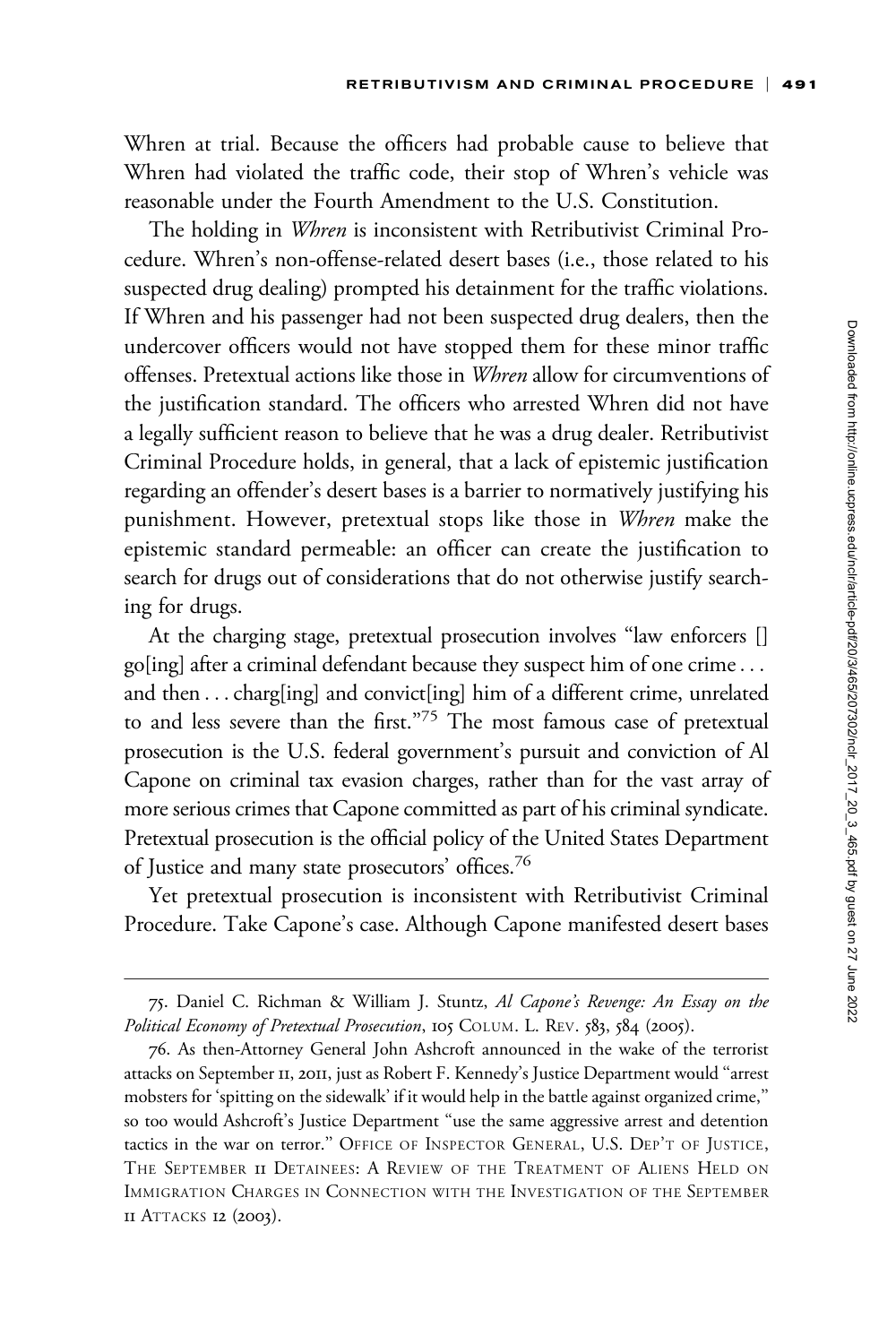Whren at trial. Because the officers had probable cause to believe that Whren had violated the traffic code, their stop of Whren's vehicle was reasonable under the Fourth Amendment to the U.S. Constitution.

The holding in *Whren* is inconsistent with Retributivist Criminal Procedure. Whren's non-offense-related desert bases (i.e., those related to his suspected drug dealing) prompted his detainment for the traffic violations. If Whren and his passenger had not been suspected drug dealers, then the undercover officers would not have stopped them for these minor traffic offenses. Pretextual actions like those in *Whren* allow for circumventions of the justification standard. The officers who arrested Whren did not have a legally sufficient reason to believe that he was a drug dealer. Retributivist Criminal Procedure holds, in general, that a lack of epistemic justification regarding an offender's desert bases is a barrier to normatively justifying his punishment. However, pretextual stops like those in *Whren* make the epistemic standard permeable: an officer can create the justification to search for drugs out of considerations that do not otherwise justify searching for drugs.

At the charging stage, pretextual prosecution involves "law enforcers [] go[ing] after a criminal defendant because they suspect him of one crime . . . and then . . . charg[ing] and convict[ing] him of a different crime, unrelated to and less severe than the first."[75] The most famous case of pretextual prosecution is the U.S. federal government's pursuit and conviction of Al Capone on criminal tax evasion charges, rather than for the vast array of more serious crimes that Capone committed as part of his criminal syndicate. Pretextual prosecution is the official policy of the United States Department of Justice and many state prosecutors' offices.[76]

Yet pretextual prosecution is inconsistent with Retributivist Criminal Procedure. Take Capone's case. Although Capone manifested desert bases

---

75. Daniel C. Richman & William J. Stuntz, *Al Capone's Revenge: An Essay on the Political Economy of Pretextual Prosecution*, 105 COLUM. L. REV. 583, 584 (2005).

76. As then-Attorney General John Ashcroft announced in the wake of the terrorist attacks on September 11, 2011, just as Robert F. Kennedy's Justice Department would "arrest mobsters for 'spitting on the sidewalk' if it would help in the battle against organized crime," so too would Ashcroft's Justice Department "use the same aggressive arrest and detention tactics in the war on terror." OFFICE OF INSPECTOR GENERAL, U.S. DEP'T OF JUSTICE, THE SEPTEMBER 11 DETAINEES: A REVIEW OF THE TREATMENT OF ALIENS HELD ON IMMIGRATION CHARGES IN CONNECTION WITH THE INVESTIGATION OF THE SEPTEMBER 11 ATTACKS 12 (2003).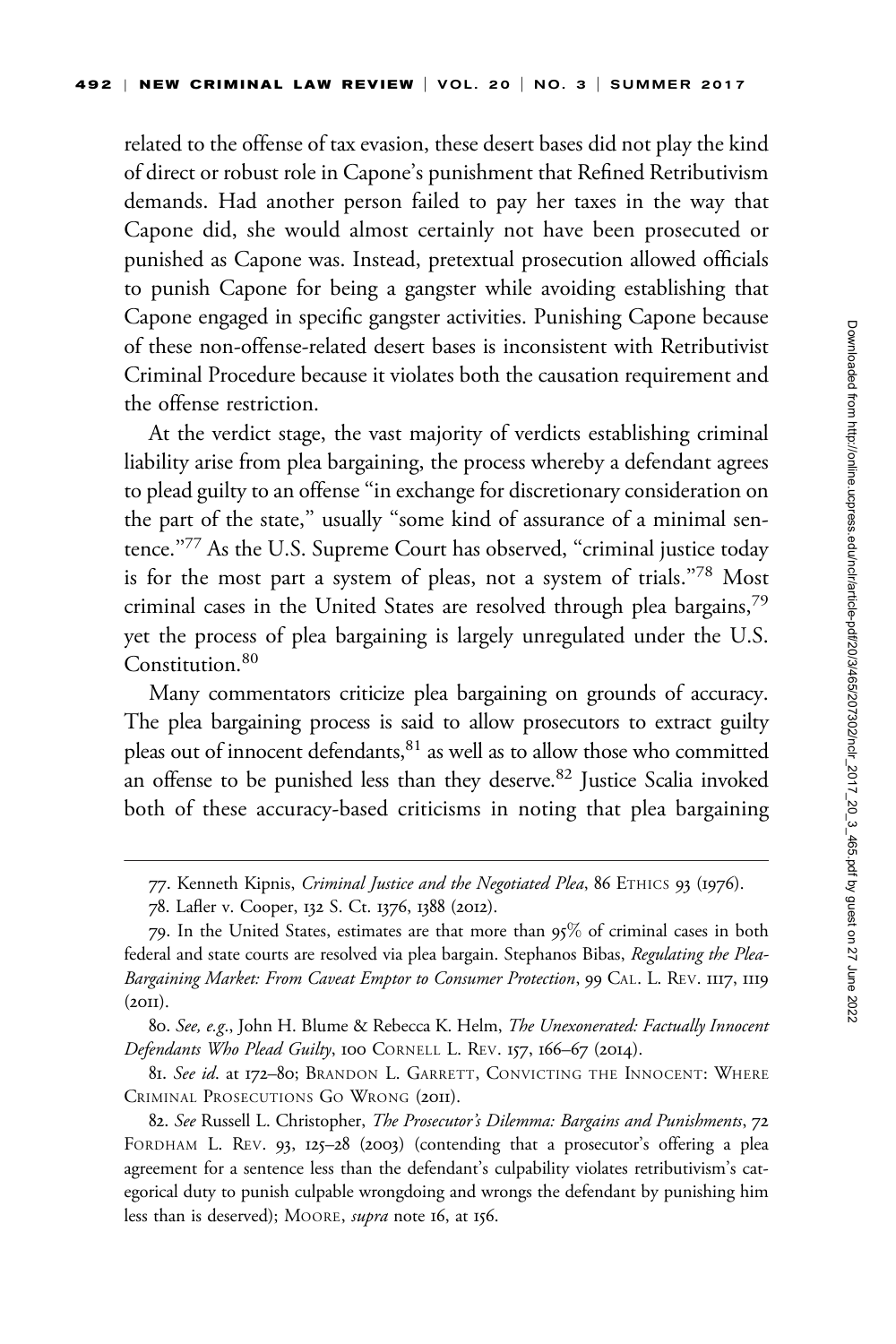related to the offense of tax evasion, these desert bases did not play the kind of direct or robust role in Capone's punishment that Refined Retributivism demands. Had another person failed to pay her taxes in the way that Capone did, she would almost certainly not have been prosecuted or punished as Capone was. Instead, pretextual prosecution allowed officials to punish Capone for being a gangster while avoiding establishing that Capone engaged in specific gangster activities. Punishing Capone because of these non-offense-related desert bases is inconsistent with Retributivist Criminal Procedure because it violates both the causation requirement and the offense restriction.

At the verdict stage, the vast majority of verdicts establishing criminal liability arise from plea bargaining, the process whereby a defendant agrees to plead guilty to an offense "in exchange for discretionary consideration on the part of the state," usually "some kind of assurance of a minimal sentence."[77] As the U.S. Supreme Court has observed, "criminal justice today is for the most part a system of pleas, not a system of trials."[78] Most criminal cases in the United States are resolved through plea bargains,[79] yet the process of plea bargaining is largely unregulated under the U.S. Constitution.[80]

Many commentators criticize plea bargaining on grounds of accuracy. The plea bargaining process is said to allow prosecutors to extract guilty pleas out of innocent defendants,[81] as well as to allow those who committed an offense to be punished less than they deserve.[82] Justice Scalia invoked both of these accuracy-based criticisms in noting that plea bargaining

---

77. Kenneth Kipnis, *Criminal Justice and the Negotiated Plea*, 86 ETHICS 93 (1976).

78. Lafler v. Cooper, 132 S. Ct. 1376, 1388 (2012).

79. In the United States, estimates are that more than 95% of criminal cases in both federal and state courts are resolved via plea bargain. Stephanos Bibas, *Regulating the Plea-Bargaining Market: From Caveat Emptor to Consumer Protection*, 99 CAL. L. REV. 1117, 1119 (2011).

80. *See, e.g.*, John H. Blume & Rebecca K. Helm, *The Unexonerated: Factually Innocent Defendants Who Plead Guilty*, 100 CORNELL L. REV. 157, 166–67 (2014).

81. *See id.* at 172–80; BRANDON L. GARRETT, CONVICTING THE INNOCENT: WHERE CRIMINAL PROSECUTIONS GO WRONG (2011).

82. *See* Russell L. Christopher, *The Prosecutor's Dilemma: Bargains and Punishments*, 72 FORDHAM L. REV. 93, 125–28 (2003) (contending that a prosecutor's offering a plea agreement for a sentence less than the defendant's culpability violates retributivism's categorical duty to punish culpable wrongdoing and wrongs the defendant by punishing him less than is deserved); MOORE, *supra* note 16, at 156.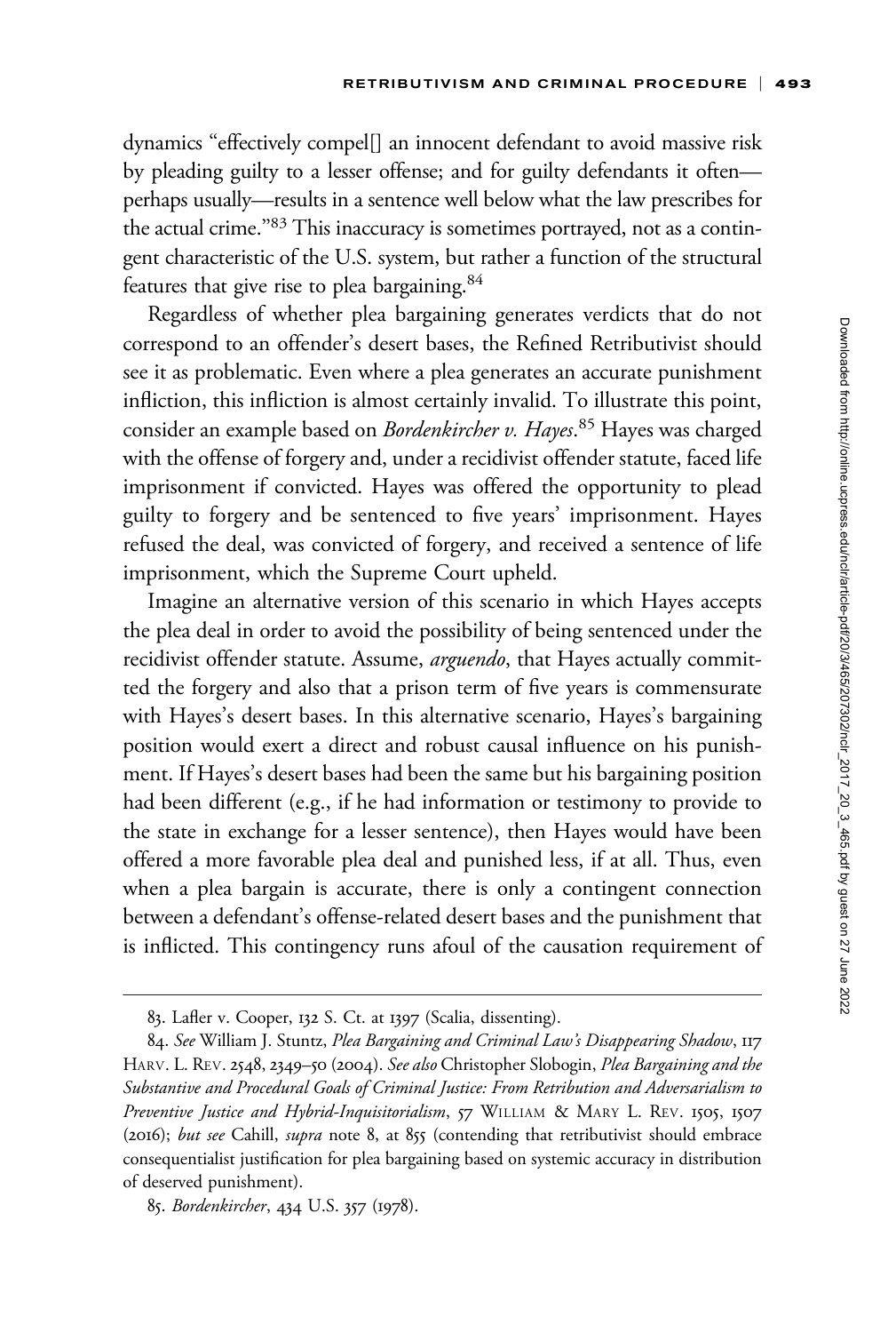dynamics "effectively compel[] an innocent defendant to avoid massive risk by pleading guilty to a lesser offense; and for guilty defendants it often—perhaps usually—results in a sentence well below what the law prescribes for the actual crime."[83] This inaccuracy is sometimes portrayed, not as a contingent characteristic of the U.S. system, but rather a function of the structural features that give rise to plea bargaining.[84]

Regardless of whether plea bargaining generates verdicts that do not correspond to an offender's desert bases, the Refined Retributivist should see it as problematic. Even where a plea generates an accurate punishment infliction, this infliction is almost certainly invalid. To illustrate this point, consider an example based on *Bordenkircher v. Hayes*.[85] Hayes was charged with the offense of forgery and, under a recidivist offender statute, faced life imprisonment if convicted. Hayes was offered the opportunity to plead guilty to forgery and be sentenced to five years' imprisonment. Hayes refused the deal, was convicted of forgery, and received a sentence of life imprisonment, which the Supreme Court upheld.

Imagine an alternative version of this scenario in which Hayes accepts the plea deal in order to avoid the possibility of being sentenced under the recidivist offender statute. Assume, *arguendo*, that Hayes actually committed the forgery and also that a prison term of five years is commensurate with Hayes's desert bases. In this alternative scenario, Hayes's bargaining position would exert a direct and robust causal influence on his punishment. If Hayes's desert bases had been the same but his bargaining position had been different (e.g., if he had information or testimony to provide to the state in exchange for a lesser sentence), then Hayes would have been offered a more favorable plea deal and punished less, if at all. Thus, even when a plea bargain is accurate, there is only a contingent connection between a defendant's offense-related desert bases and the punishment that is inflicted. This contingency runs afoul of the causation requirement of

---

83. Lafler v. Cooper, 132 S. Ct. at 1397 (Scalia, dissenting).

84. *See* William J. Stuntz, *Plea Bargaining and Criminal Law's Disappearing Shadow*, 117 HARV. L. REV. 2548, 2349–50 (2004). *See also* Christopher Slobogin, *Plea Bargaining and the Substantive and Procedural Goals of Criminal Justice: From Retribution and Adversarialism to Preventive Justice and Hybrid-Inquisitorialism*, 57 WILLIAM & MARY L. REV. 1505, 1507 (2016); *but see* Cahill, *supra* note 8, at 855 (contending that retributivist should embrace consequentialist justification for plea bargaining based on systemic accuracy in distribution of deserved punishment).

85. *Bordenkircher*, 434 U.S. 357 (1978).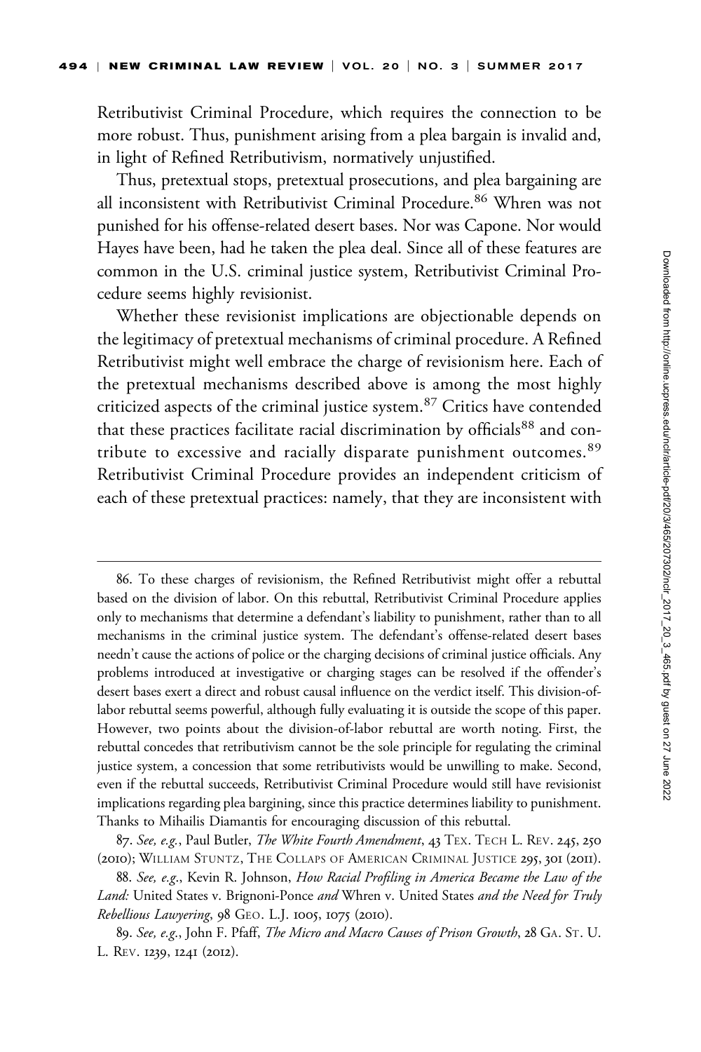Retributivist Criminal Procedure, which requires the connection to be more robust. Thus, punishment arising from a plea bargain is invalid and, in light of Refined Retributivism, normatively unjustified.

Thus, pretextual stops, pretextual prosecutions, and plea bargaining are all inconsistent with Retributivist Criminal Procedure.[86] Whren was not punished for his offense-related desert bases. Nor was Capone. Nor would Hayes have been, had he taken the plea deal. Since all of these features are common in the U.S. criminal justice system, Retributivist Criminal Procedure seems highly revisionist.

Whether these revisionist implications are objectionable depends on the legitimacy of pretextual mechanisms of criminal procedure. A Refined Retributivist might well embrace the charge of revisionism here. Each of the pretextual mechanisms described above is among the most highly criticized aspects of the criminal justice system.[87] Critics have contended that these practices facilitate racial discrimination by officials[88] and contribute to excessive and racially disparate punishment outcomes.[89] Retributivist Criminal Procedure provides an independent criticism of each of these pretextual practices: namely, that they are inconsistent with

---

86. To these charges of revisionism, the Refined Retributivist might offer a rebuttal based on the division of labor. On this rebuttal, Retributivist Criminal Procedure applies only to mechanisms that determine a defendant's liability to punishment, rather than to all mechanisms in the criminal justice system. The defendant's offense-related desert bases needn't cause the actions of police or the charging decisions of criminal justice officials. Any problems introduced at investigative or charging stages can be resolved if the offender's desert bases exert a direct and robust causal influence on the verdict itself. This division-of-labor rebuttal seems powerful, although fully evaluating it is outside the scope of this paper. However, two points about the division-of-labor rebuttal are worth noting. First, the rebuttal concedes that retributivism cannot be the sole principle for regulating the criminal justice system, a concession that some retributivists would be unwilling to make. Second, even if the rebuttal succeeds, Retributivist Criminal Procedure would still have revisionist implications regarding plea barginig, since this practice determines liability to punishment. Thanks to Mihailis Diamantis for encouraging discussion of this rebuttal.

87. *See, e.g.*, Paul Butler, *The White Fourth Amendment*, 43 TEX. TECH L. REV. 245, 250 (2010); WILLIAM STUNTZ, THE COLLAPS OF AMERICAN CRIMINAL JUSTICE 295, 301 (2011).

88. *See, e.g.*, Kevin R. Johnson, *How Racial Profiling in America Became the Law of the Land:* United States v. Brignoni-Ponce *and* Whren v. United States *and the Need for Truly Rebellious Lawyering*, 98 GEO. L.J. 1005, 1075 (2010).

89. *See, e.g.*, John F. Pfaff, *The Micro and Macro Causes of Prison Growth*, 28 GA. ST. U. L. REV. 1239, 1241 (2012).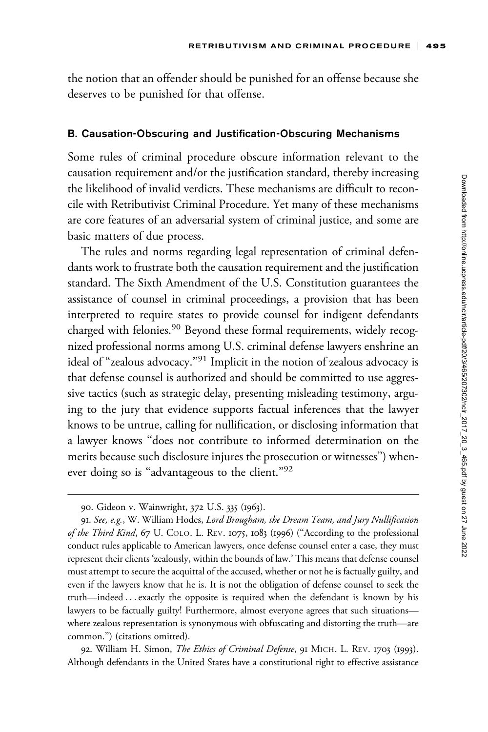the notion that an offender should be punished for an offense because she deserves to be punished for that offense.

### B. Causation-Obscuring and Justification-Obscuring Mechanisms

Some rules of criminal procedure obscure information relevant to the causation requirement and/or the justification standard, thereby increasing the likelihood of invalid verdicts. These mechanisms are difficult to reconcile with Retributivist Criminal Procedure. Yet many of these mechanisms are core features of an adversarial system of criminal justice, and some are basic matters of due process.

The rules and norms regarding legal representation of criminal defendants work to frustrate both the causation requirement and the justification standard. The Sixth Amendment of the U.S. Constitution guarantees the assistance of counsel in criminal proceedings, a provision that has been interpreted to require states to provide counsel for indigent defendants charged with felonies.[90] Beyond these formal requirements, widely recognized professional norms among U.S. criminal defense lawyers enshrine an ideal of "zealous advocacy."[91] Implicit in the notion of zealous advocacy is that defense counsel is authorized and should be committed to use aggressive tactics (such as strategic delay, presenting misleading testimony, arguing to the jury that evidence supports factual inferences that the lawyer knows to be untrue, calling for nullification, or disclosing information that a lawyer knows "does not contribute to informed determination on the merits because such disclosure injures the prosecution or witnesses") whenever doing so is "advantageous to the client."[92]

---

90. Gideon v. Wainwright, 372 U.S. 335 (1963).

91. *See, e.g.*, W. William Hodes, *Lord Brougham, the Dream Team, and Jury Nullification of the Third Kind*, 67 U. COLO. L. REV. 1075, 1083 (1996) ("According to the professional conduct rules applicable to American lawyers, once defense counsel enter a case, they must represent their clients 'zealously, within the bounds of law.' This means that defense counsel must attempt to secure the acquittal of the accused, whether or not he is factually guilty, and even if the lawyers know that he is. It is not the obligation of defense counsel to seek the truth—indeed . . . exactly the opposite is required when the defendant is known by his lawyers to be factually guilty! Furthermore, almost everyone agrees that such situations—where zealous representation is synonymous with obfuscating and distorting the truth—are common.") (citations omitted).

92. William H. Simon, *The Ethics of Criminal Defense*, 91 MICH. L. REV. 1703 (1993). Although defendants in the United States have a constitutional right to effective assistance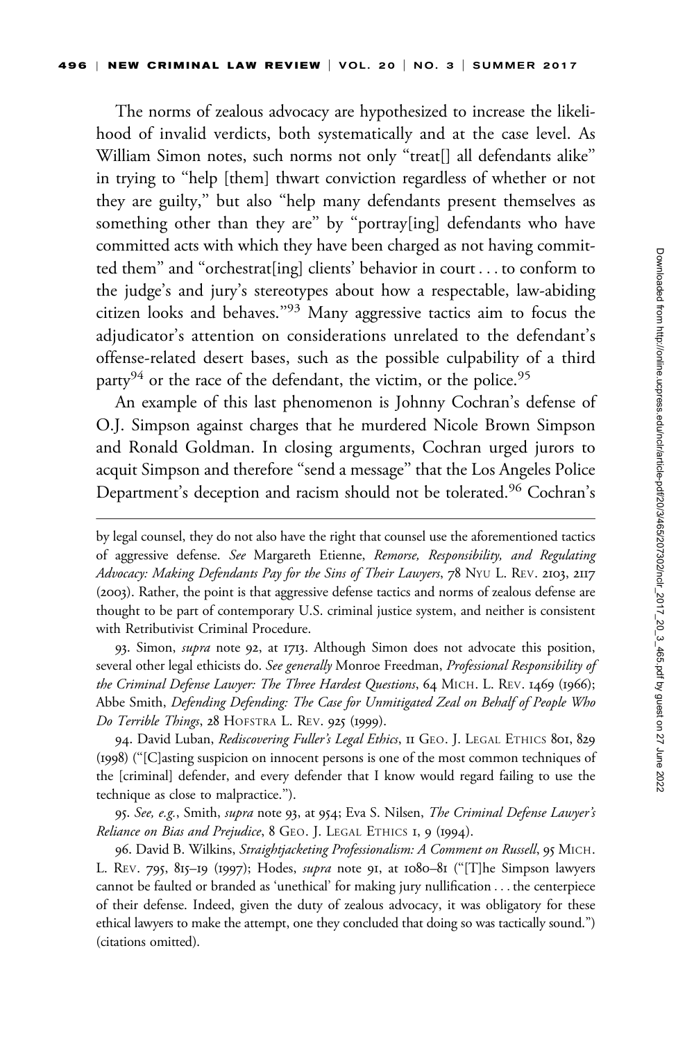The norms of zealous advocacy are hypothesized to increase the likelihood of invalid verdicts, both systematically and at the case level. As William Simon notes, such norms not only "treat[] all defendants alike" in trying to "help [them] thwart conviction regardless of whether or not they are guilty," but also "help many defendants present themselves as something other than they are" by "portray[ing] defendants who have committed acts with which they have been charged as not having committed them" and "orchestrat[ing] clients' behavior in court . . . to conform to the judge's and jury's stereotypes about how a respectable, law-abiding citizen looks and behaves."[93] Many aggressive tactics aim to focus the adjudicator's attention on considerations unrelated to the defendant's offense-related desert bases, such as the possible culpability of a third party[94] or the race of the defendant, the victim, or the police.[95]

An example of this last phenomenon is Johnny Cochran's defense of O.J. Simpson against charges that he murdered Nicole Brown Simpson and Ronald Goldman. In closing arguments, Cochran urged jurors to acquit Simpson and therefore "send a message" that the Los Angeles Police Department's deception and racism should not be tolerated.[96] Cochran's

---

by legal counsel, they do not also have the right that counsel use the aforementioned tactics of aggressive defense. *See* Margareth Etienne, *Remorse, Responsibility, and Regulating Advocacy: Making Defendants Pay for the Sins of Their Lawyers*, 78 NYU L. REV. 2103, 2117 (2003). Rather, the point is that aggressive defense tactics and norms of zealous defense are thought to be part of contemporary U.S. criminal justice system, and neither is consistent with Retributivist Criminal Procedure.

93. Simon, *supra* note 92, at 1713. Although Simon does not advocate this position, several other legal ethicists do. *See generally* Monroe Freedman, *Professional Responsibility of the Criminal Defense Lawyer: The Three Hardest Questions*, 64 MICH. L. REV. 1469 (1966); Abbe Smith, *Defending Defending: The Case for Unmitigated Zeal on Behalf of People Who Do Terrible Things*, 28 HOFSTRA L. REV. 925 (1999).

94. David Luban, *Rediscovering Fuller's Legal Ethics*, 11 GEO. J. LEGAL ETHICS 801, 829 (1998) ("[C]asting suspicion on innocent persons is one of the most common techniques of the [criminal] defender, and every defender that I know would regard failing to use the technique as close to malpractice.").

95. *See, e.g.*, Smith, *supra* note 93, at 954; Eva S. Nilsen, *The Criminal Defense Lawyer's Reliance on Bias and Prejudice*, 8 GEO. J. LEGAL ETHICS 1, 9 (1994).

96. David B. Wilkins, *Straightjacketing Professionalism: A Comment on Russell*, 95 MICH. L. REV. 795, 815–19 (1997); Hodes, *supra* note 91, at 1080–81 ("[T]he Simpson lawyers cannot be faulted or branded as 'unethical' for making jury nullification . . . the centerpiece of their defense. Indeed, given the duty of zealous advocacy, it was obligatory for these ethical lawyers to make the attempt, one they concluded that doing so was tactically sound.") (citations omitted).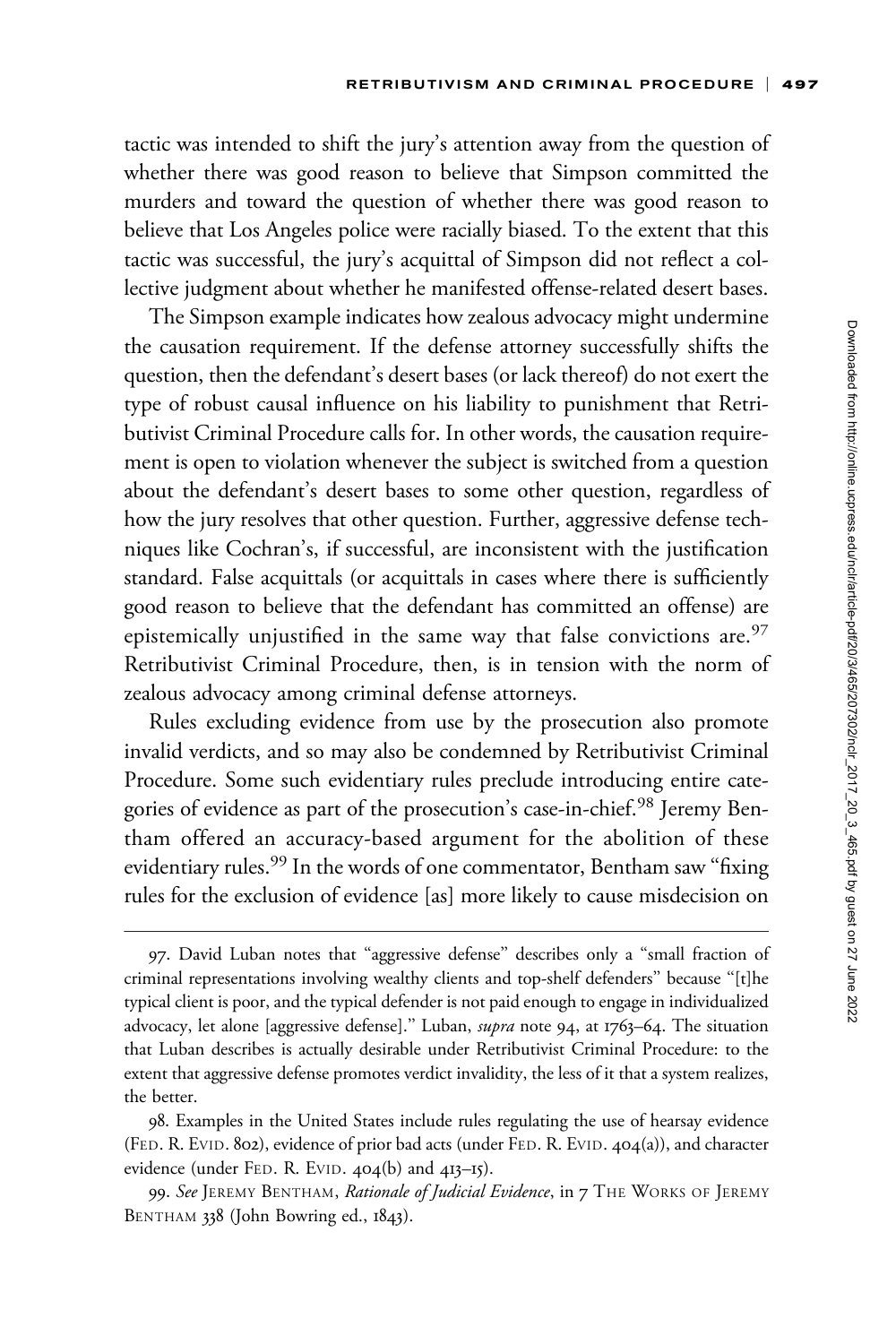tactic was intended to shift the jury's attention away from the question of whether there was good reason to believe that Simpson committed the murders and toward the question of whether there was good reason to believe that Los Angeles police were racially biased. To the extent that this tactic was successful, the jury's acquittal of Simpson did not reflect a collective judgment about whether he manifested offense-related desert bases.

The Simpson example indicates how zealous advocacy might undermine the causation requirement. If the defense attorney successfully shifts the question, then the defendant's desert bases (or lack thereof) do not exert the type of robust causal influence on his liability to punishment that Retributivist Criminal Procedure calls for. In other words, the causation requirement is open to violation whenever the subject is switched from a question about the defendant's desert bases to some other question, regardless of how the jury resolves that other question. Further, aggressive defense techniques like Cochran's, if successful, are inconsistent with the justification standard. False acquittals (or acquittals in cases where there is sufficiently good reason to believe that the defendant has committed an offense) are epistemically unjustified in the same way that false convictions are.[97] Retributivist Criminal Procedure, then, is in tension with the norm of zealous advocacy among criminal defense attorneys.

Rules excluding evidence from use by the prosecution also promote invalid verdicts, and so may also be condemned by Retributivist Criminal Procedure. Some such evidentiary rules preclude introducing entire categories of evidence as part of the prosecution's case-in-chief.[98] Jeremy Bentham offered an accuracy-based argument for the abolition of these evidentiary rules.[99] In the words of one commentator, Bentham saw "fixing rules for the exclusion of evidence [as] more likely to cause misdecision on

---

97. David Luban notes that "aggressive defense" describes only a "small fraction of criminal representations involving wealthy clients and top-shelf defenders" because "[t]he typical client is poor, and the typical defender is not paid enough to engage in individualized advocacy, let alone [aggressive defense]." Luban, *supra* note 94, at 1763–64. The situation that Luban describes is actually desirable under Retributivist Criminal Procedure: to the extent that aggressive defense promotes verdict invalidity, the less of it that a system realizes, the better.

98. Examples in the United States include rules regulating the use of hearsay evidence (FED. R. EVID. 802), evidence of prior bad acts (under FED. R. EVID. 404(a)), and character evidence (under FED. R. EVID. 404(b) and 413–15).

99. *See* JEREMY BENTHAM, *Rationale of Judicial Evidence*, in 7 THE WORKS OF JEREMY BENTHAM 338 (John Bowring ed., 1843).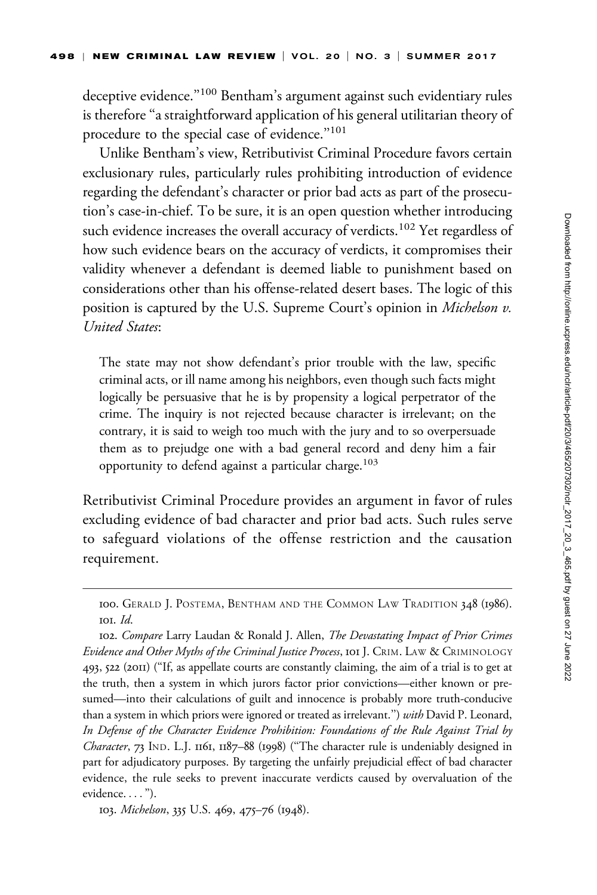deceptive evidence."[100] Bentham's argument against such evidentiary rules is therefore "a straightforward application of his general utilitarian theory of procedure to the special case of evidence."[101]

Unlike Bentham's view, Retributivist Criminal Procedure favors certain exclusionary rules, particularly rules prohibiting introduction of evidence regarding the defendant's character or prior bad acts as part of the prosecution's case-in-chief. To be sure, it is an open question whether introducing such evidence increases the overall accuracy of verdicts.[102] Yet regardless of how such evidence bears on the accuracy of verdicts, it compromises their validity whenever a defendant is deemed liable to punishment based on considerations other than his offense-related desert bases. The logic of this position is captured by the U.S. Supreme Court's opinion in *Michelson v. United States*:

> The state may not show defendant's prior trouble with the law, specific criminal acts, or ill name among his neighbors, even though such facts might logically be persuasive that he is by propensity a logical perpetrator of the crime. The inquiry is not rejected because character is irrelevant; on the contrary, it is said to weigh too much with the jury and to so overpersuade them as to prejudge one with a bad general record and deny him a fair opportunity to defend against a particular charge.[103]

Retributivist Criminal Procedure provides an argument in favor of rules excluding evidence of bad character and prior bad acts. Such rules serve to safeguard violations of the offense restriction and the causation requirement.

---

100. Gerald J. Postema, Bentham and the Common Law Tradition 348 (1986).

101. *Id.*

102. *Compare* Larry Laudan & Ronald J. Allen, *The Devastating Impact of Prior Crimes Evidence and Other Myths of the Criminal Justice Process*, 101 J. Crim. Law & Criminology 493, 522 (2011) ("If, as appellate courts are constantly claiming, the aim of a trial is to get at the truth, then a system in which jurors factor prior convictions—either known or presumed—into their calculations of guilt and innocence is probably more truth-conducive than a system in which priors were ignored or treated as irrelevant.") *with* David P. Leonard, *In Defense of the Character Evidence Prohibition: Foundations of the Rule Against Trial by Character*, 73 Ind. L.J. 1161, 1187–88 (1998) ("The character rule is undeniably designed in part for adjudicatory purposes. By targeting the unfairly prejudicial effect of bad character evidence, the rule seeks to prevent inaccurate verdicts caused by overvaluation of the evidence. . . .").

103. *Michelson*, 335 U.S. 469, 475–76 (1948).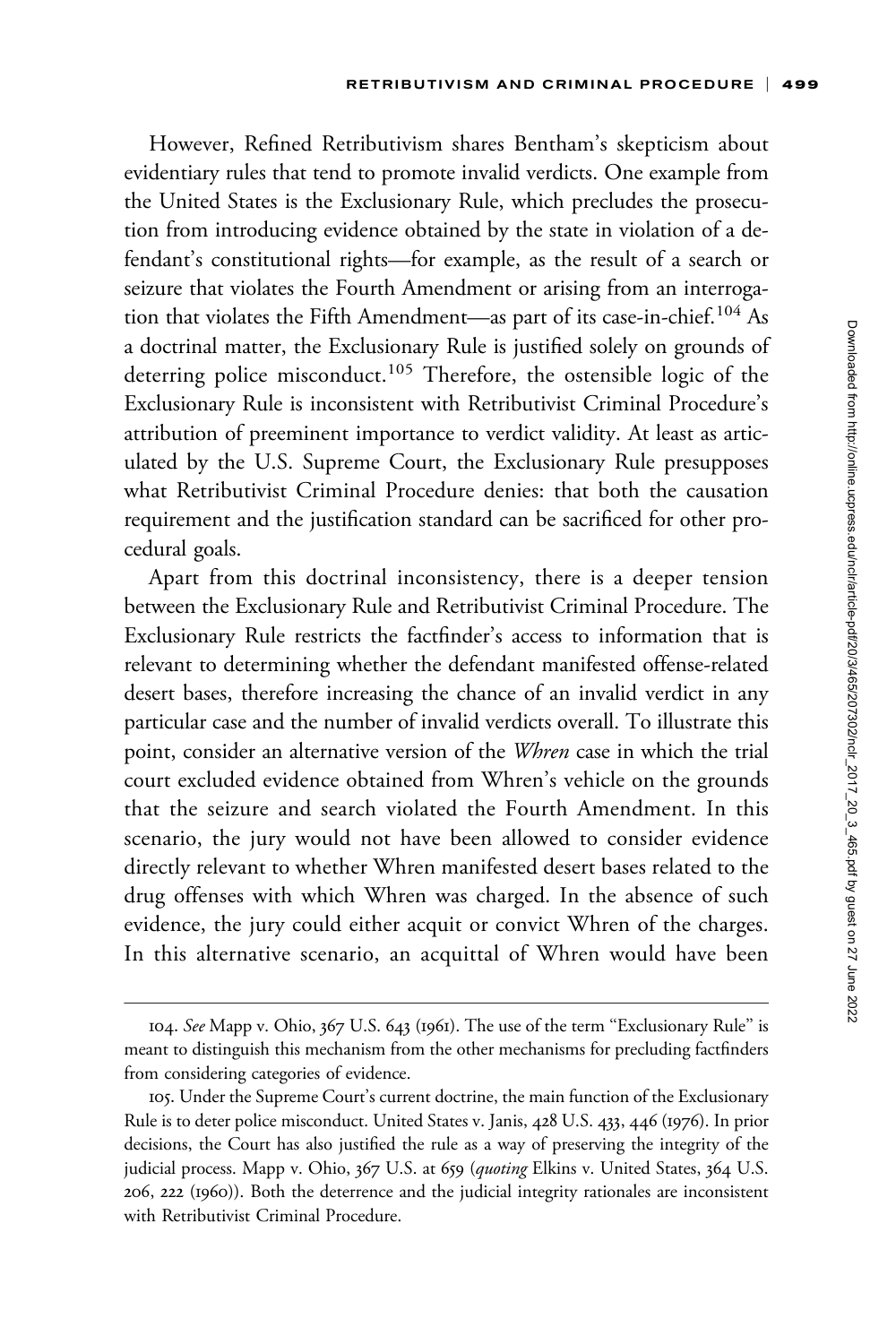However, Refined Retributivism shares Bentham's skepticism about evidentiary rules that tend to promote invalid verdicts. One example from the United States is the Exclusionary Rule, which precludes the prosecution from introducing evidence obtained by the state in violation of a defendant's constitutional rights—for example, as the result of a search or seizure that violates the Fourth Amendment or arising from an interrogation that violates the Fifth Amendment—as part of its case-in-chief.[104] As a doctrinal matter, the Exclusionary Rule is justified solely on grounds of deterring police misconduct.[105] Therefore, the ostensible logic of the Exclusionary Rule is inconsistent with Retributivist Criminal Procedure's attribution of preeminent importance to verdict validity. At least as articulated by the U.S. Supreme Court, the Exclusionary Rule presupposes what Retributivist Criminal Procedure denies: that both the causation requirement and the justification standard can be sacrificed for other procedural goals.

Apart from this doctrinal inconsistency, there is a deeper tension between the Exclusionary Rule and Retributivist Criminal Procedure. The Exclusionary Rule restricts the factfinder's access to information that is relevant to determining whether the defendant manifested offense-related desert bases, therefore increasing the chance of an invalid verdict in any particular case and the number of invalid verdicts overall. To illustrate this point, consider an alternative version of the *Whren* case in which the trial court excluded evidence obtained from Whren's vehicle on the grounds that the seizure and search violated the Fourth Amendment. In this scenario, the jury would not have been allowed to consider evidence directly relevant to whether Whren manifested desert bases related to the drug offenses with which Whren was charged. In the absence of such evidence, the jury could either acquit or convict Whren of the charges. In this alternative scenario, an acquittal of Whren would have been

---

104. *See* Mapp v. Ohio, 367 U.S. 643 (1961). The use of the term "Exclusionary Rule" is meant to distinguish this mechanism from the other mechanisms for precluding factfinders from considering categories of evidence.

105. Under the Supreme Court's current doctrine, the main function of the Exclusionary Rule is to deter police misconduct. United States v. Janis, 428 U.S. 433, 446 (1976). In prior decisions, the Court has also justified the rule as a way of preserving the integrity of the judicial process. Mapp v. Ohio, 367 U.S. at 659 (*quoting* Elkins v. United States, 364 U.S. 206, 222 (1960)). Both the deterrence and the judicial integrity rationales are inconsistent with Retributivist Criminal Procedure.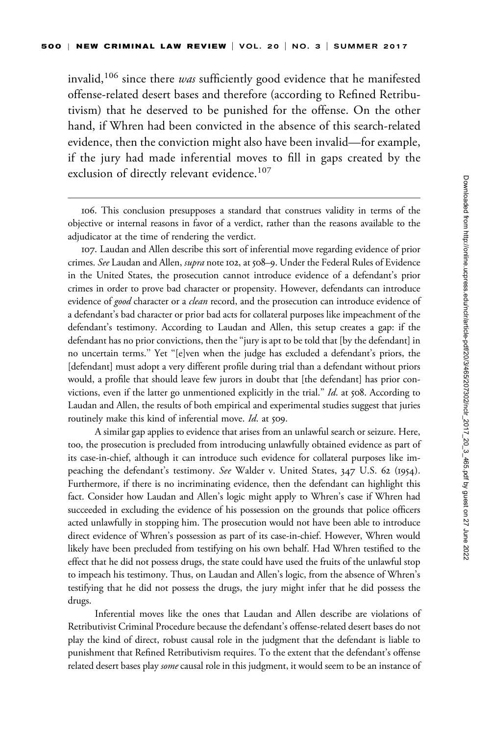invalid,[106] since there *was* sufficiently good evidence that he manifested offense-related desert bases and therefore (according to Refined Retributivism) that he deserved to be punished for the offense. On the other hand, if Whren had been convicted in the absence of this search-related evidence, then the conviction might also have been invalid—for example, if the jury had made inferential moves to fill in gaps created by the exclusion of directly relevant evidence.[107]

---

106. This conclusion presupposes a standard that construes validity in terms of the objective or internal reasons in favor of a verdict, rather than the reasons available to the adjudicator at the time of rendering the verdict.

107. Laudan and Allen describe this sort of inferential move regarding evidence of prior crimes. *See* Laudan and Allen, *supra* note 102, at 508–9. Under the Federal Rules of Evidence in the United States, the prosecution cannot introduce evidence of a defendant's prior crimes in order to prove bad character or propensity. However, defendants can introduce evidence of *good* character or a *clean* record, and the prosecution can introduce evidence of a defendant's bad character or prior bad acts for collateral purposes like impeachment of the defendant's testimony. According to Laudan and Allen, this setup creates a gap: if the defendant has no prior convictions, then the "jury is apt to be told that [by the defendant] in no uncertain terms." Yet "[e]ven when the judge has excluded a defendant's priors, the [defendant] must adopt a very different profile during trial than a defendant without priors would, a profile that should leave few jurors in doubt that [the defendant] has prior convictions, even if the latter go unmentioned explicitly in the trial." *Id*. at 508. According to Laudan and Allen, the results of both empirical and experimental studies suggest that juries routinely make this kind of inferential move. *Id*. at 509.

A similar gap applies to evidence that arises from an unlawful search or seizure. Here, too, the prosecution is precluded from introducing unlawfully obtained evidence as part of its case-in-chief, although it can introduce such evidence for collateral purposes like impeaching the defendant's testimony. *See* Walder v. United States, 347 U.S. 62 (1954). Furthermore, if there is no incriminating evidence, then the defendant can highlight this fact. Consider how Laudan and Allen's logic might apply to Whren's case if Whren had succeeded in excluding the evidence of his possession on the grounds that police officers acted unlawfully in stopping him. The prosecution would not have been able to introduce direct evidence of Whren's possession as part of its case-in-chief. However, Whren would likely have been precluded from testifying on his own behalf. Had Whren testified to the effect that he did not possess drugs, the state could have used the fruits of the unlawful stop to impeach his testimony. Thus, on Laudan and Allen's logic, from the absence of Whren's testifying that he did not possess the drugs, the jury might infer that he did possess the drugs.

Inferential moves like the ones that Laudan and Allen describe are violations of Retributivist Criminal Procedure because the defendant's offense-related desert bases do not play the kind of direct, robust causal role in the judgment that the defendant is liable to punishment that Refined Retributivism requires. To the extent that the defendant's offense related desert bases play *some* causal role in this judgment, it would seem to be an instance of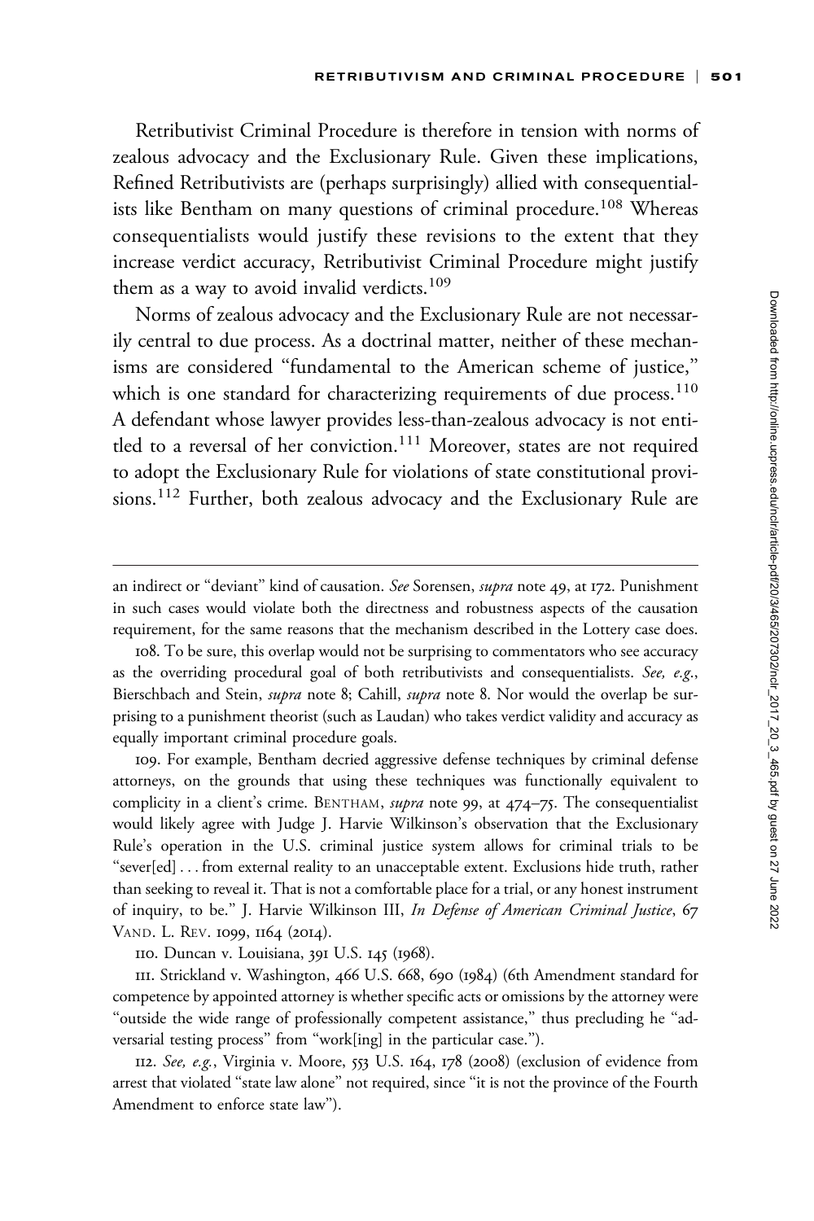Retributivist Criminal Procedure is therefore in tension with norms of zealous advocacy and the Exclusionary Rule. Given these implications, Refined Retributivists are (perhaps surprisingly) allied with consequentialists like Bentham on many questions of criminal procedure.[108] Whereas consequentialists would justify these revisions to the extent that they increase verdict accuracy, Retributivist Criminal Procedure might justify them as a way to avoid invalid verdicts.[109]

Norms of zealous advocacy and the Exclusionary Rule are not necessarily central to due process. As a doctrinal matter, neither of these mechanisms are considered "fundamental to the American scheme of justice," which is one standard for characterizing requirements of due process.[110] A defendant whose lawyer provides less-than-zealous advocacy is not entitled to a reversal of her conviction.[111] Moreover, states are not required to adopt the Exclusionary Rule for violations of state constitutional provisions.[112] Further, both zealous advocacy and the Exclusionary Rule are

---

an indirect or "deviant" kind of causation. *See* Sorensen, *supra* note 49, at 172. Punishment in such cases would violate both the directness and robustness aspects of the causation requirement, for the same reasons that the mechanism described in the Lottery case does.

108. To be sure, this overlap would not be surprising to commentators who see accuracy as the overriding procedural goal of both retributivists and consequentialists. *See, e.g.*, Bierschbach and Stein, *supra* note 8; Cahill, *supra* note 8. Nor would the overlap be surprising to a punishment theorist (such as Laudan) who takes verdict validity and accuracy as equally important criminal procedure goals.

109. For example, Bentham decried aggressive defense techniques by criminal defense attorneys, on the grounds that using these techniques was functionally equivalent to complicity in a client's crime. BENTHAM, *supra* note 99, at 474–75. The consequentialist would likely agree with Judge J. Harvie Wilkinson's observation that the Exclusionary Rule's operation in the U.S. criminal justice system allows for criminal trials to be "sever[ed] . . . from external reality to an unacceptable extent. Exclusions hide truth, rather than seeking to reveal it. That is not a comfortable place for a trial, or any honest instrument of inquiry, to be." J. Harvie Wilkinson III, *In Defense of American Criminal Justice*, 67 VAND. L. REV. 1099, 1164 (2014).

110. Duncan v. Louisiana, 391 U.S. 145 (1968).

111. Strickland v. Washington, 466 U.S. 668, 690 (1984) (6th Amendment standard for competence by appointed attorney is whether specific acts or omissions by the attorney were "outside the wide range of professionally competent assistance," thus precluding he "adversarial testing process" from "work[ing] in the particular case.").

112. *See, e.g.*, Virginia v. Moore, 553 U.S. 164, 178 (2008) (exclusion of evidence from arrest that violated "state law alone" not required, since "it is not the province of the Fourth Amendment to enforce state law").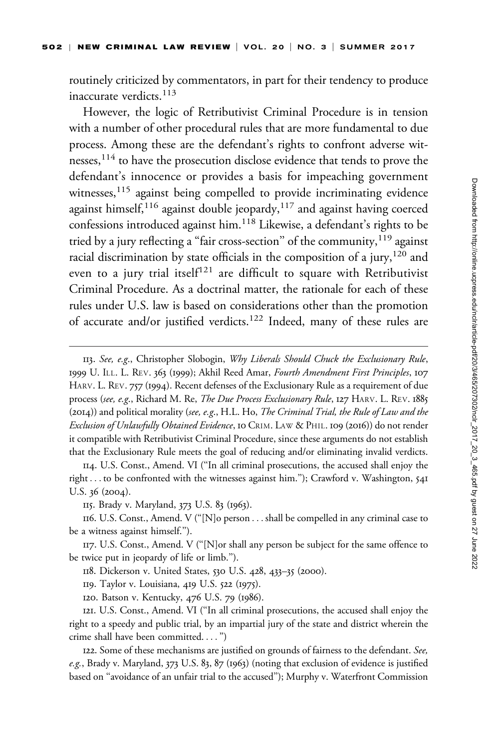routinely criticized by commentators, in part for their tendency to produce inaccurate verdicts.[113]

However, the logic of Retributivist Criminal Procedure is in tension with a number of other procedural rules that are more fundamental to due process. Among these are the defendant's rights to confront adverse witnesses,[114] to have the prosecution disclose evidence that tends to prove the defendant's innocence or provides a basis for impeaching government witnesses,[115] against being compelled to provide incriminating evidence against himself,[116] against double jeopardy,[117] and against having coerced confessions introduced against him.[118] Likewise, a defendant's rights to be tried by a jury reflecting a "fair cross-section" of the community,[119] against racial discrimination by state officials in the composition of a jury,[120] and even to a jury trial itself[121] are difficult to square with Retributivist Criminal Procedure. As a doctrinal matter, the rationale for each of these rules under U.S. law is based on considerations other than the promotion of accurate and/or justified verdicts.[122] Indeed, many of these rules are

---

113. *See, e.g.*, Christopher Slobogin, *Why Liberals Should Chuck the Exclusionary Rule*, 1999 U. Ill. L. Rev. 363 (1999); Akhil Reed Amar, *Fourth Amendment First Principles*, 107 Harv. L. Rev. 757 (1994). Recent defenses of the Exclusionary Rule as a requirement of due process (*see, e.g.*, Richard M. Re, *The Due Process Exclusionary Rule*, 127 Harv. L. Rev. 1885 (2014)) and political morality (*see, e.g.*, H.L. Ho, *The Criminal Trial, the Rule of Law and the Exclusion of Unlawfully Obtained Evidence*, 10 Crim. Law & Phil. 109 (2016)) do not render it compatible with Retributivist Criminal Procedure, since these arguments do not establish that the Exclusionary Rule meets the goal of reducing and/or eliminating invalid verdicts.

114. U.S. Const., Amend. VI ("In all criminal prosecutions, the accused shall enjoy the right . . . to be confronted with the witnesses against him."); Crawford v. Washington, 541 U.S. 36 (2004).

115. Brady v. Maryland, 373 U.S. 83 (1963).

116. U.S. Const., Amend. V ("[N]o person . . . shall be compelled in any criminal case to be a witness against himself.").

117. U.S. Const., Amend. V ("[N]or shall any person be subject for the same offence to be twice put in jeopardy of life or limb.").

118. Dickerson v. United States, 530 U.S. 428, 433–35 (2000).

119. Taylor v. Louisiana, 419 U.S. 522 (1975).

120. Batson v. Kentucky, 476 U.S. 79 (1986).

121. U.S. Const., Amend. VI ("In all criminal prosecutions, the accused shall enjoy the right to a speedy and public trial, by an impartial jury of the state and district wherein the crime shall have been committed. . . . ")

122. Some of these mechanisms are justified on grounds of fairness to the defendant. *See, e.g.*, Brady v. Maryland, 373 U.S. 83, 87 (1963) (noting that exclusion of evidence is justified based on "avoidance of an unfair trial to the accused"); Murphy v. Waterfront Commission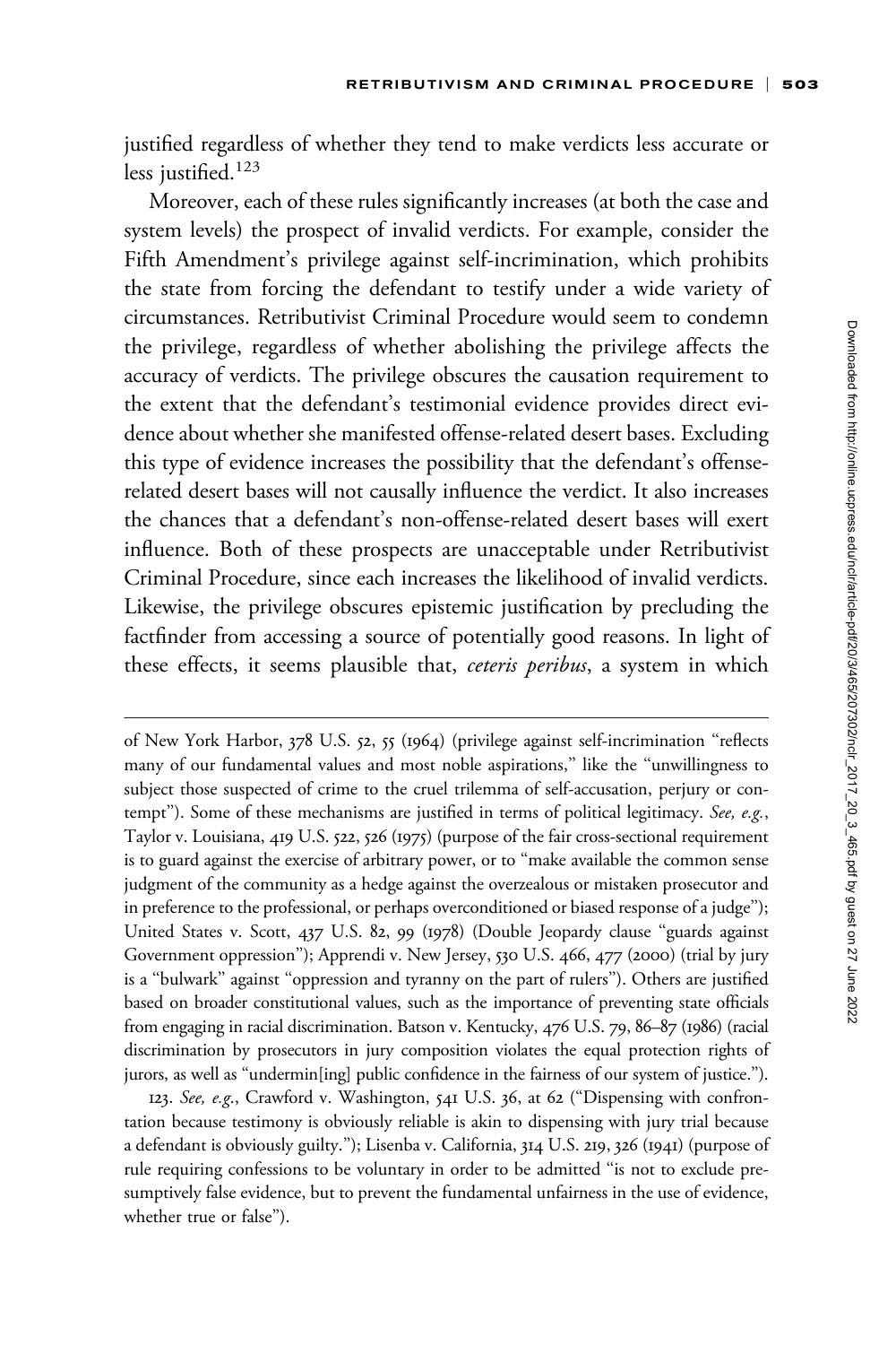justified regardless of whether they tend to make verdicts less accurate or less justified.[123]

Moreover, each of these rules significantly increases (at both the case and system levels) the prospect of invalid verdicts. For example, consider the Fifth Amendment's privilege against self-incrimination, which prohibits the state from forcing the defendant to testify under a wide variety of circumstances. Retributivist Criminal Procedure would seem to condemn the privilege, regardless of whether abolishing the privilege affects the accuracy of verdicts. The privilege obscures the causation requirement to the extent that the defendant's testimonial evidence provides direct evidence about whether she manifested offense-related desert bases. Excluding this type of evidence increases the possibility that the defendant's offense-related desert bases will not causally influence the verdict. It also increases the chances that a defendant's non-offense-related desert bases will exert influence. Both of these prospects are unacceptable under Retributivist Criminal Procedure, since each increases the likelihood of invalid verdicts. Likewise, the privilege obscures epistemic justification by precluding the factfinder from accessing a source of potentially good reasons. In light of these effects, it seems plausible that, *ceteris peribus*, a system in which

---

of New York Harbor, 378 U.S. 52, 55 (1964) (privilege against self-incrimination "reflects many of our fundamental values and most noble aspirations," like the "unwillingness to subject those suspected of crime to the cruel trilemma of self-accusation, perjury or contempt"). Some of these mechanisms are justified in terms of political legitimacy. *See, e.g.*, Taylor v. Louisiana, 419 U.S. 522, 526 (1975) (purpose of the fair cross-sectional requirement is to guard against the exercise of arbitrary power, or to "make available the common sense judgment of the community as a hedge against the overzealous or mistaken prosecutor and in preference to the professional, or perhaps overconditioned or biased response of a judge"); United States v. Scott, 437 U.S. 82, 99 (1978) (Double Jeopardy clause "guards against Government oppression"); Apprendi v. New Jersey, 530 U.S. 466, 477 (2000) (trial by jury is a "bulwark" against "oppression and tyranny on the part of rulers"). Others are justified based on broader constitutional values, such as the importance of preventing state officials from engaging in racial discrimination. Batson v. Kentucky, 476 U.S. 79, 86–87 (1986) (racial discrimination by prosecutors in jury composition violates the equal protection rights of jurors, as well as "undermin[ing] public confidence in the fairness of our system of justice.").

123. *See, e.g.*, Crawford v. Washington, 541 U.S. 36, at 62 ("Dispensing with confrontation because testimony is obviously reliable is akin to dispensing with jury trial because a defendant is obviously guilty."); Lisenba v. California, 314 U.S. 219, 326 (1941) (purpose of rule requiring confessions to be voluntary in order to be admitted "is not to exclude presumptively false evidence, but to prevent the fundamental unfairness in the use of evidence, whether true or false").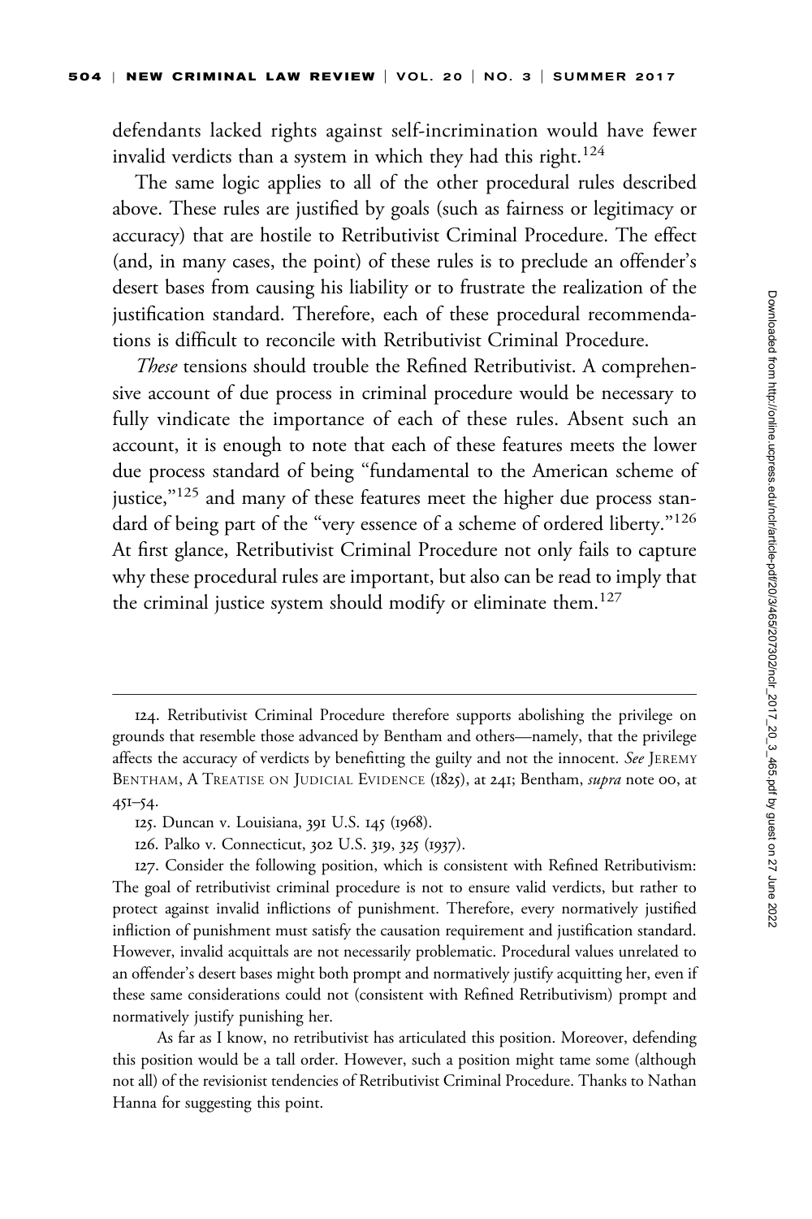defendants lacked rights against self-incrimination would have fewer invalid verdicts than a system in which they had this right.[124]

The same logic applies to all of the other procedural rules described above. These rules are justified by goals (such as fairness or legitimacy or accuracy) that are hostile to Retributivist Criminal Procedure. The effect (and, in many cases, the point) of these rules is to preclude an offender's desert bases from causing his liability or to frustrate the realization of the justification standard. Therefore, each of these procedural recommendations is difficult to reconcile with Retributivist Criminal Procedure.

*These* tensions should trouble the Refined Retributivist. A comprehensive account of due process in criminal procedure would be necessary to fully vindicate the importance of each of these rules. Absent such an account, it is enough to note that each of these features meets the lower due process standard of being "fundamental to the American scheme of justice,"[125] and many of these features meet the higher due process standard of being part of the "very essence of a scheme of ordered liberty."[126] At first glance, Retributivist Criminal Procedure not only fails to capture why these procedural rules are important, but also can be read to imply that the criminal justice system should modify or eliminate them.[127]

---

124. Retributivist Criminal Procedure therefore supports abolishing the privilege on grounds that resemble those advanced by Bentham and others—namely, that the privilege affects the accuracy of verdicts by benefitting the guilty and not the innocent. *See* JEREMY BENTHAM, A TREATISE ON JUDICIAL EVIDENCE (1825), at 241; Bentham, *supra* note 00, at 451–54.

125. Duncan v. Louisiana, 391 U.S. 145 (1968).

126. Palko v. Connecticut, 302 U.S. 319, 325 (1937).

127. Consider the following position, which is consistent with Refined Retributivism: The goal of retributivist criminal procedure is not to ensure valid verdicts, but rather to protect against invalid inflictions of punishment. Therefore, every normatively justified infliction of punishment must satisfy the causation requirement and justification standard. However, invalid acquittals are not necessarily problematic. Procedural values unrelated to an offender's desert bases might both prompt and normatively justify acquitting her, even if these same considerations could not (consistent with Refined Retributivism) prompt and normatively justify punishing her.

As far as I know, no retributivist has articulated this position. Moreover, defending this position would be a tall order. However, such a position might tame some (although not all) of the revisionist tendencies of Retributivist Criminal Procedure. Thanks to Nathan Hanna for suggesting this point.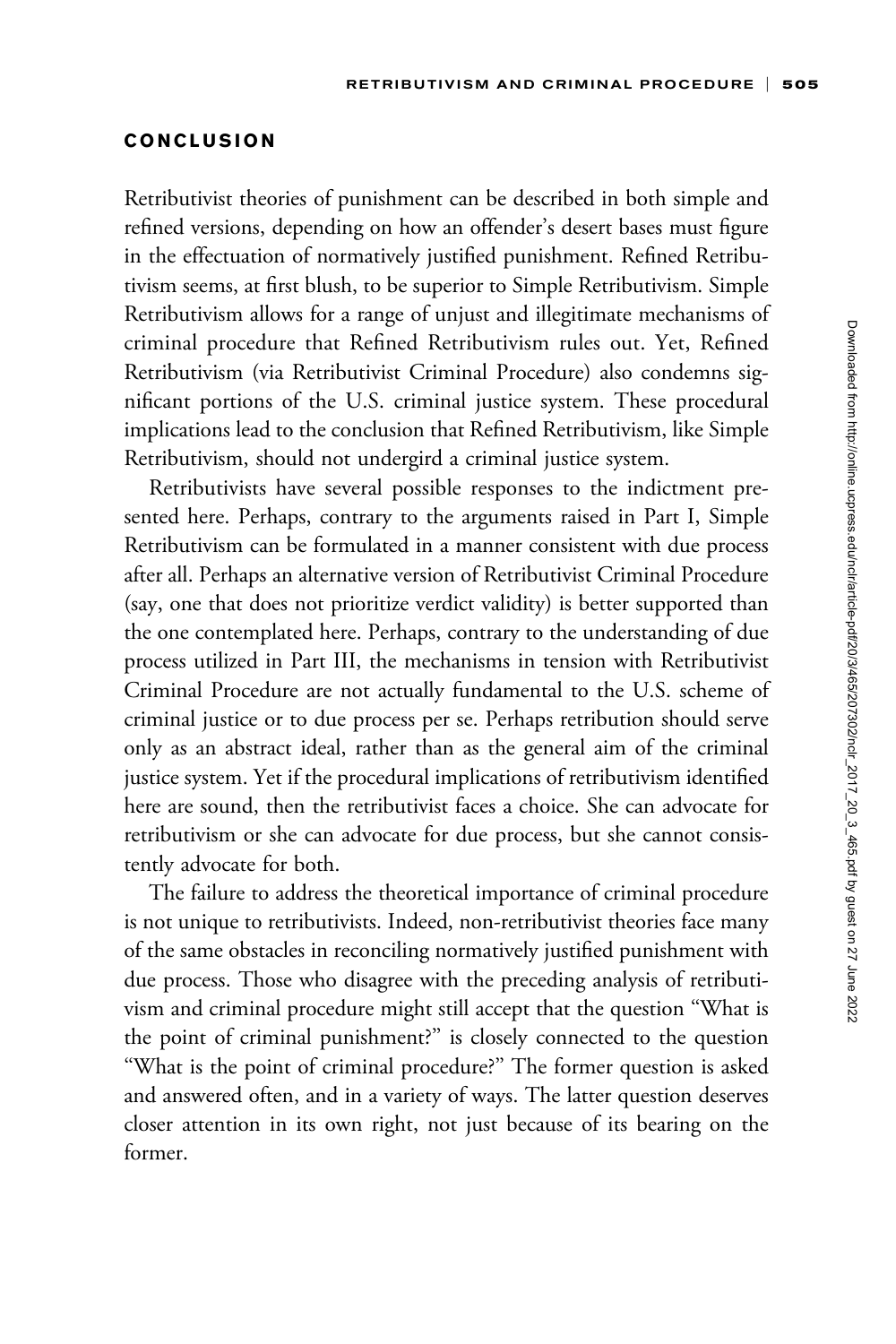## CONCLUSION

Retributivist theories of punishment can be described in both simple and refined versions, depending on how an offender's desert bases must figure in the effectuation of normatively justified punishment. Refined Retributivism seems, at first blush, to be superior to Simple Retributivism. Simple Retributivism allows for a range of unjust and illegitimate mechanisms of criminal procedure that Refined Retributivism rules out. Yet, Refined Retributivism (via Retributivist Criminal Procedure) also condemns significant portions of the U.S. criminal justice system. These procedural implications lead to the conclusion that Refined Retributivism, like Simple Retributivism, should not undergird a criminal justice system.

Retributivists have several possible responses to the indictment presented here. Perhaps, contrary to the arguments raised in Part I, Simple Retributivism can be formulated in a manner consistent with due process after all. Perhaps an alternative version of Retributivist Criminal Procedure (say, one that does not prioritize verdict validity) is better supported than the one contemplated here. Perhaps, contrary to the understanding of due process utilized in Part III, the mechanisms in tension with Retributivist Criminal Procedure are not actually fundamental to the U.S. scheme of criminal justice or to due process per se. Perhaps retribution should serve only as an abstract ideal, rather than as the general aim of the criminal justice system. Yet if the procedural implications of retributivism identified here are sound, then the retributivist faces a choice. She can advocate for retributivism or she can advocate for due process, but she cannot consistently advocate for both.

The failure to address the theoretical importance of criminal procedure is not unique to retributivists. Indeed, non-retributivist theories face many of the same obstacles in reconciling normatively justified punishment with due process. Those who disagree with the preceding analysis of retributivism and criminal procedure might still accept that the question "What is the point of criminal punishment?" is closely connected to the question "What is the point of criminal procedure?" The former question is asked and answered often, and in a variety of ways. The latter question deserves closer attention in its own right, not just because of its bearing on the former.